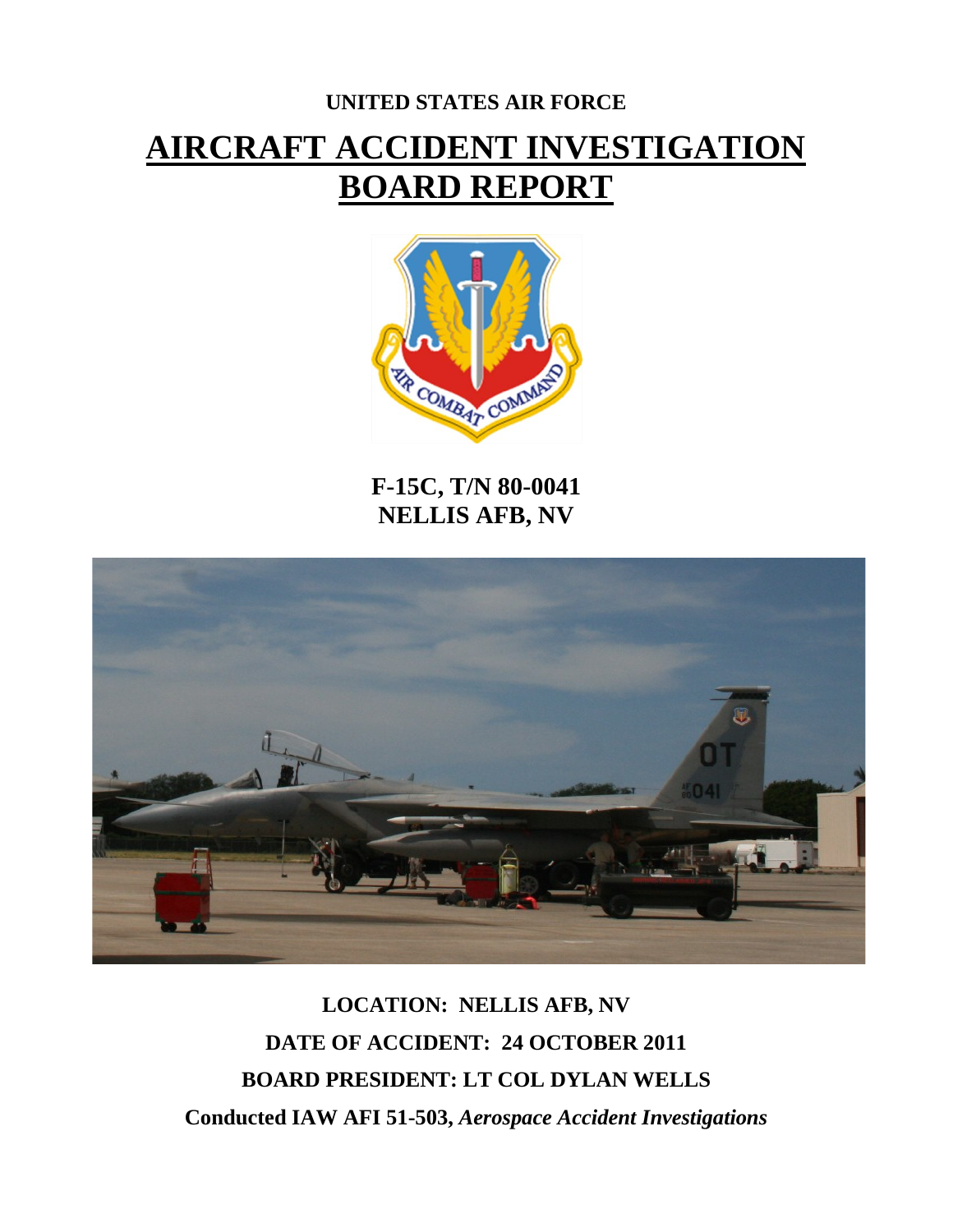**UNITED STATES AIR FORCE**

# AIRCRAFT ACCIDENT INVESTIGATION BOARD REPORT

**F-15C, T/N 80-0041**
**NELLIS AFB, NV**

**LOCATION: NELLIS AFB, NV**

**DATE OF ACCIDENT: 24 OCTOBER 2011**

**BOARD PRESIDENT: LT COL DYLAN WELLS**

**Conducted IAW AFI 51-503, *Aerospace Accident Investigations***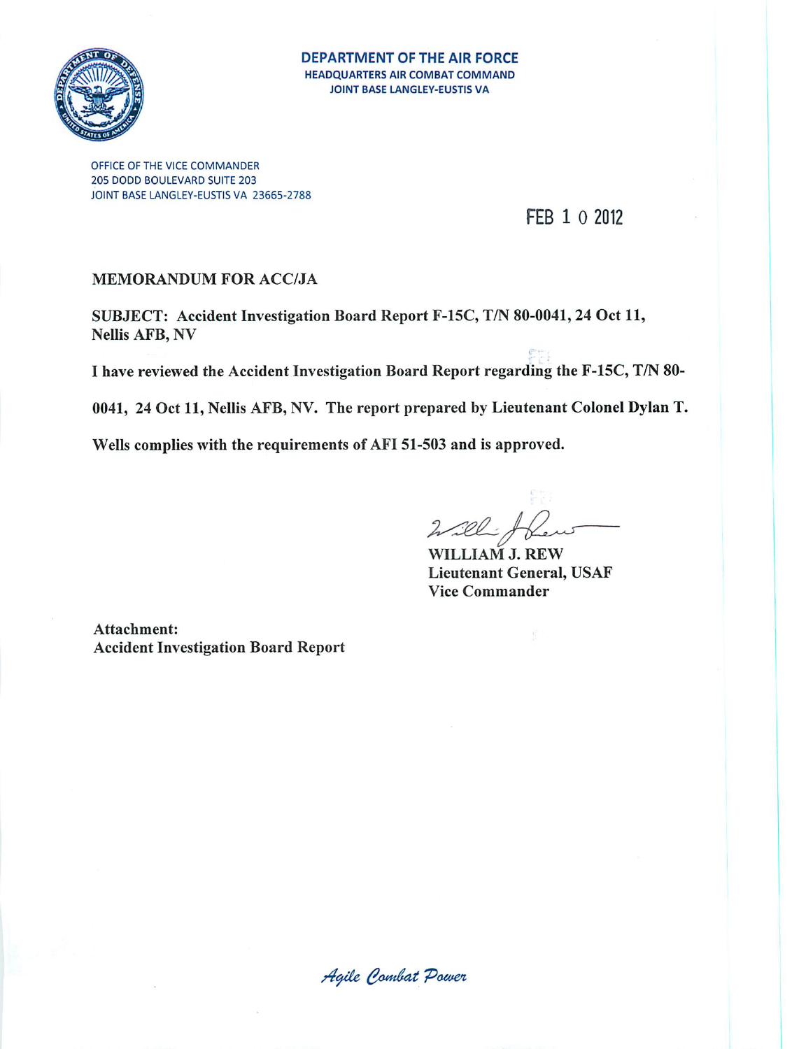**DEPARTMENT OF THE AIR FORCE**
**HEADQUARTERS AIR COMBAT COMMAND**
**JOINT BASE LANGLEY-EUSTIS VA**

OFFICE OF THE VICE COMMANDER
205 DODD BOULEVARD SUITE 203
JOINT BASE LANGLEY-EUSTIS VA 23665-2788

FEB 10 2012

**MEMORANDUM FOR ACC/JA**

**SUBJECT: Accident Investigation Board Report F-15C, T/N 80-0041, 24 Oct 11, Nellis AFB, NV**

**I have reviewed the Accident Investigation Board Report regarding the F-15C, T/N 80-0041, 24 Oct 11, Nellis AFB, NV. The report prepared by Lieutenant Colonel Dylan T. Wells complies with the requirements of AFI 51-503 and is approved.**

**WILLIAM J. REW**
**Lieutenant General, USAF**
**Vice Commander**

**Attachment:**
**Accident Investigation Board Report**

*Agile Combat Power*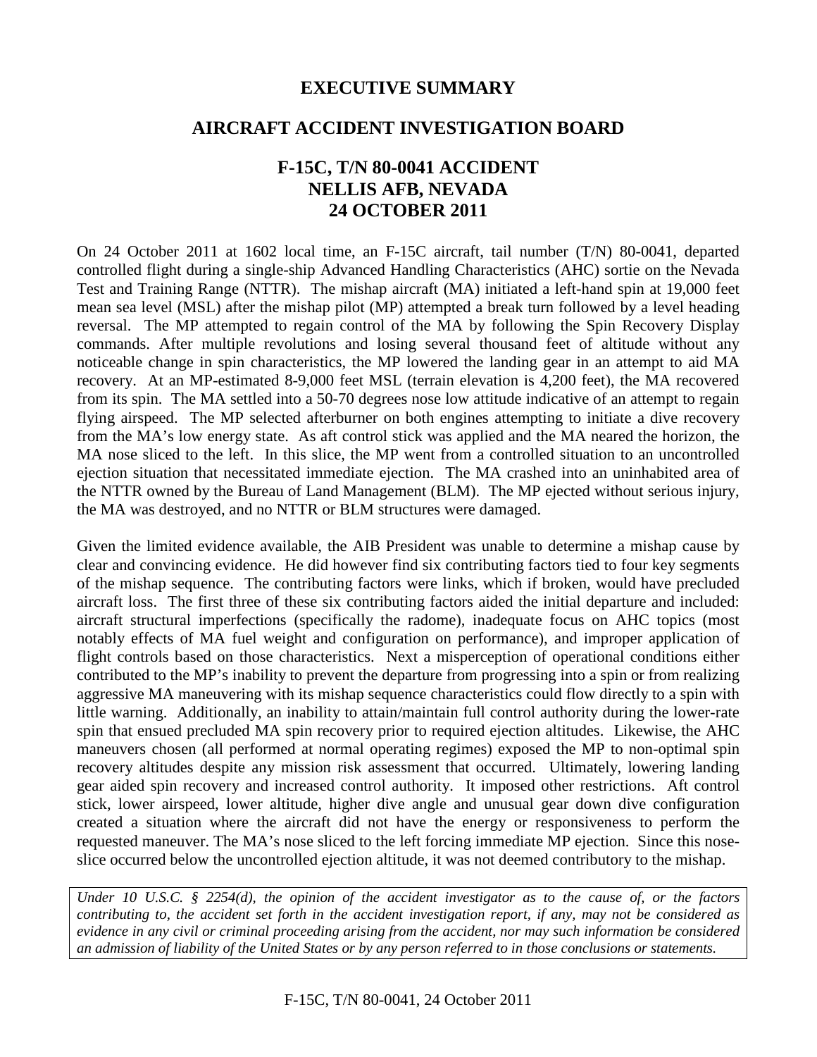# EXECUTIVE SUMMARY

## AIRCRAFT ACCIDENT INVESTIGATION BOARD

### F-15C, T/N 80-0041 ACCIDENT
### NELLIS AFB, NEVADA
### 24 OCTOBER 2011

On 24 October 2011 at 1602 local time, an F-15C aircraft, tail number (T/N) 80-0041, departed controlled flight during a single-ship Advanced Handling Characteristics (AHC) sortie on the Nevada Test and Training Range (NTTR). The mishap aircraft (MA) initiated a left-hand spin at 19,000 feet mean sea level (MSL) after the mishap pilot (MP) attempted a break turn followed by a level heading reversal. The MP attempted to regain control of the MA by following the Spin Recovery Display commands. After multiple revolutions and losing several thousand feet of altitude without any noticeable change in spin characteristics, the MP lowered the landing gear in an attempt to aid MA recovery. At an MP-estimated 8-9,000 feet MSL (terrain elevation is 4,200 feet), the MA recovered from its spin. The MA settled into a 50-70 degrees nose low attitude indicative of an attempt to regain flying airspeed. The MP selected afterburner on both engines attempting to initiate a dive recovery from the MA's low energy state. As aft control stick was applied and the MA neared the horizon, the MA nose sliced to the left. In this slice, the MP went from a controlled situation to an uncontrolled ejection situation that necessitated immediate ejection. The MA crashed into an uninhabited area of the NTTR owned by the Bureau of Land Management (BLM). The MP ejected without serious injury, the MA was destroyed, and no NTTR or BLM structures were damaged.

Given the limited evidence available, the AIB President was unable to determine a mishap cause by clear and convincing evidence. He did however find six contributing factors tied to four key segments of the mishap sequence. The contributing factors were links, which if broken, would have precluded aircraft loss. The first three of these six contributing factors aided the initial departure and included: aircraft structural imperfections (specifically the radome), inadequate focus on AHC topics (most notably effects of MA fuel weight and configuration on performance), and improper application of flight controls based on those characteristics. Next a misperception of operational conditions either contributed to the MP's inability to prevent the departure from progressing into a spin or from realizing aggressive MA maneuvering with its mishap sequence characteristics could flow directly to a spin with little warning. Additionally, an inability to attain/maintain full control authority during the lower-rate spin that ensued precluded MA spin recovery prior to required ejection altitudes. Likewise, the AHC maneuvers chosen (all performed at normal operating regimes) exposed the MP to non-optimal spin recovery altitudes despite any mission risk assessment that occurred. Ultimately, lowering landing gear aided spin recovery and increased control authority. It imposed other restrictions. Aft control stick, lower airspeed, lower altitude, higher dive angle and unusual gear down dive configuration created a situation where the aircraft did not have the energy or responsiveness to perform the requested maneuver. The MA's nose sliced to the left forcing immediate MP ejection. Since this nose-slice occurred below the uncontrolled ejection altitude, it was not deemed contributory to the mishap.

*Under 10 U.S.C. § 2254(d), the opinion of the accident investigator as to the cause of, or the factors contributing to, the accident set forth in the accident investigation report, if any, may not be considered as evidence in any civil or criminal proceeding arising from the accident, nor may such information be considered an admission of liability of the United States or by any person referred to in those conclusions or statements.*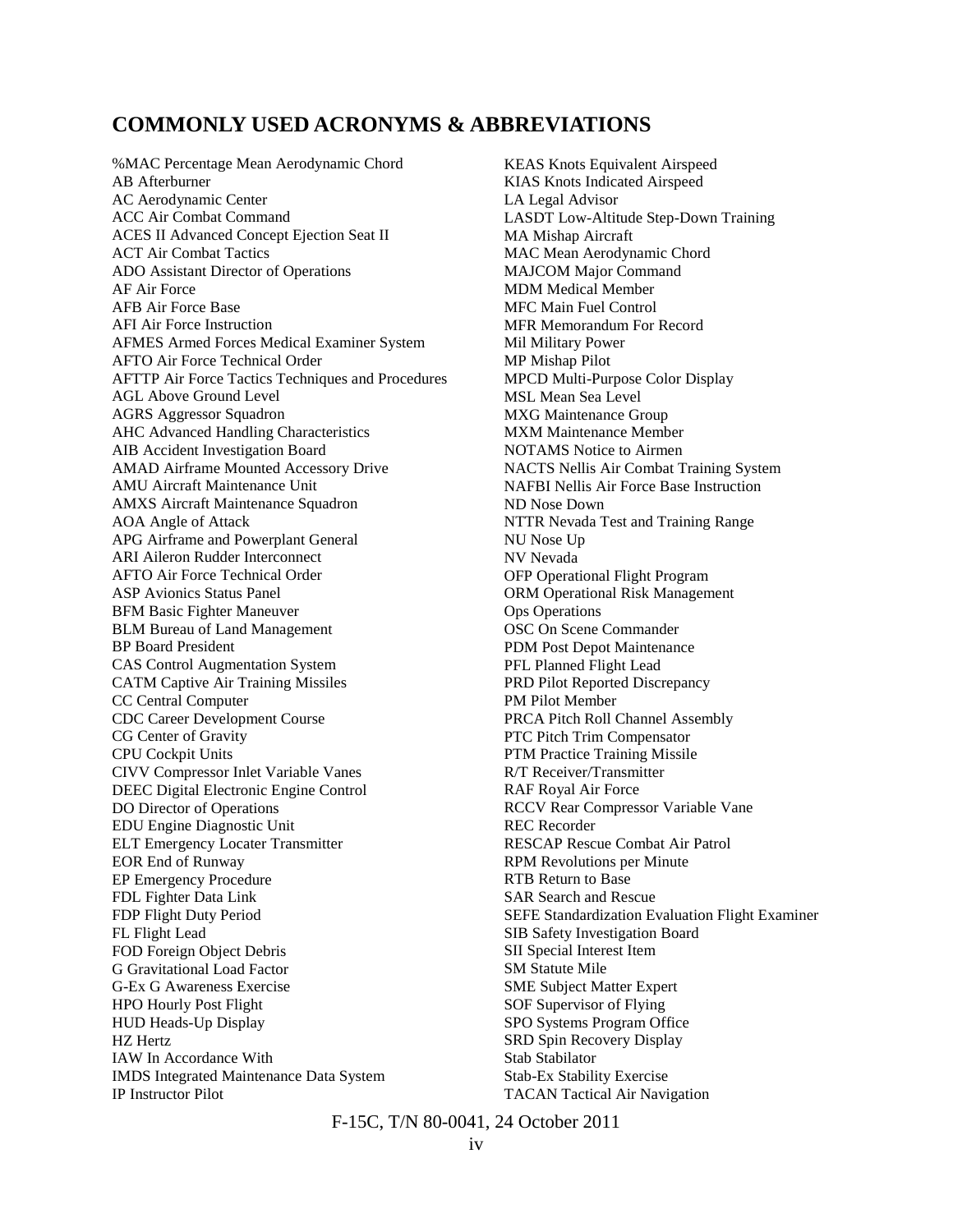## COMMONLY USED ACRONYMS & ABBREVIATIONS

%MAC Percentage Mean Aerodynamic Chord
AB Afterburner
AC Aerodynamic Center
ACC Air Combat Command
ACES II Advanced Concept Ejection Seat II
ACT Air Combat Tactics
ADO Assistant Director of Operations
AF Air Force
AFB Air Force Base
AFI Air Force Instruction
AFMES Armed Forces Medical Examiner System
AFTO Air Force Technical Order
AFTTP Air Force Tactics Techniques and Procedures
AGL Above Ground Level
AGRS Aggressor Squadron
AHC Advanced Handling Characteristics
AIB Accident Investigation Board
AMAD Airframe Mounted Accessory Drive
AMU Aircraft Maintenance Unit
AMXS Aircraft Maintenance Squadron
AOA Angle of Attack
APG Airframe and Powerplant General
ARI Aileron Rudder Interconnect
AFTO Air Force Technical Order
ASP Avionics Status Panel
BFM Basic Fighter Maneuver
BLM Bureau of Land Management
BP Board President
CAS Control Augmentation System
CATM Captive Air Training Missiles
CC Central Computer
CDC Career Development Course
CG Center of Gravity
CPU Cockpit Units
CIVV Compressor Inlet Variable Vanes
DEEC Digital Electronic Engine Control
DO Director of Operations
EDU Engine Diagnostic Unit
ELT Emergency Locater Transmitter
EOR End of Runway
EP Emergency Procedure
FDL Fighter Data Link
FDP Flight Duty Period
FL Flight Lead
FOD Foreign Object Debris
G Gravitational Load Factor
G-Ex G Awareness Exercise
HPO Hourly Post Flight
HUD Heads-Up Display
HZ Hertz
IAW In Accordance With
IMDS Integrated Maintenance Data System
IP Instructor Pilot
KEAS Knots Equivalent Airspeed
KIAS Knots Indicated Airspeed
LA Legal Advisor
LASDT Low-Altitude Step-Down Training
MA Mishap Aircraft
MAC Mean Aerodynamic Chord
MAJCOM Major Command
MDM Medical Member
MFC Main Fuel Control
MFR Memorandum For Record
Mil Military Power
MP Mishap Pilot
MPCD Multi-Purpose Color Display
MSL Mean Sea Level
MXG Maintenance Group
MXM Maintenance Member
NOTAMS Notice to Airmen
NACTS Nellis Air Combat Training System
NAFBI Nellis Air Force Base Instruction
ND Nose Down
NTTR Nevada Test and Training Range
NU Nose Up
NV Nevada
OFP Operational Flight Program
ORM Operational Risk Management
Ops Operations
OSC On Scene Commander
PDM Post Depot Maintenance
PFL Planned Flight Lead
PRD Pilot Reported Discrepancy
PM Pilot Member
PRCA Pitch Roll Channel Assembly
PTC Pitch Trim Compensator
PTM Practice Training Missile
R/T Receiver/Transmitter
RAF Royal Air Force
RCCV Rear Compressor Variable Vane
REC Recorder
RESCAP Rescue Combat Air Patrol
RPM Revolutions per Minute
RTB Return to Base
SAR Search and Rescue
SEFE Standardization Evaluation Flight Examiner
SIB Safety Investigation Board
SII Special Interest Item
SM Statute Mile
SME Subject Matter Expert
SOF Supervisor of Flying
SPO Systems Program Office
SRD Spin Recovery Display
Stab Stabilator
Stab-Ex Stability Exercise
TACAN Tactical Air Navigation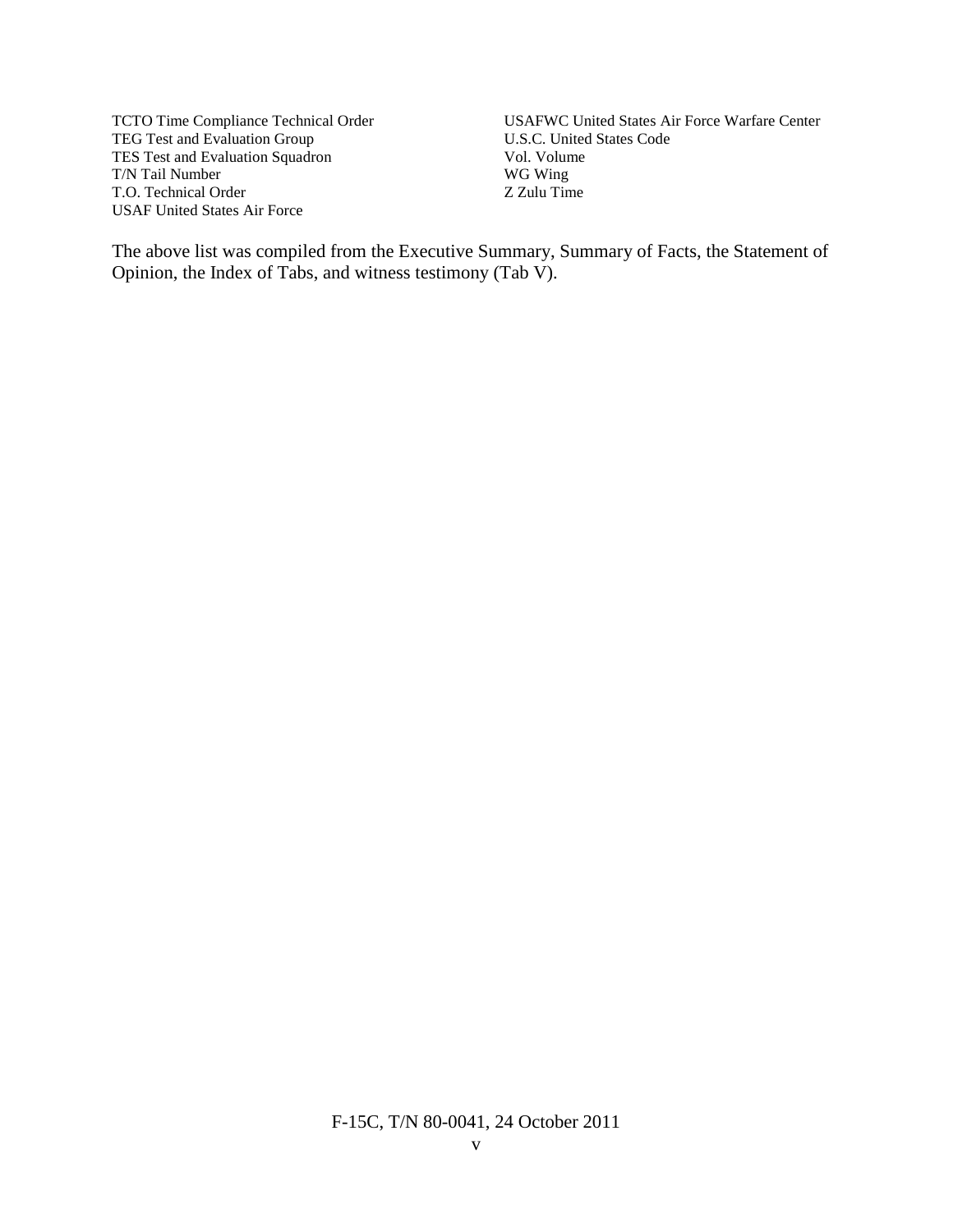TCTO Time Compliance Technical Order
TEG Test and Evaluation Group
TES Test and Evaluation Squadron
T/N Tail Number
T.O. Technical Order
USAF United States Air Force
USAFWC United States Air Force Warfare Center
U.S.C. United States Code
Vol. Volume
WG Wing
Z Zulu Time

The above list was compiled from the Executive Summary, Summary of Facts, the Statement of Opinion, the Index of Tabs, and witness testimony (Tab V).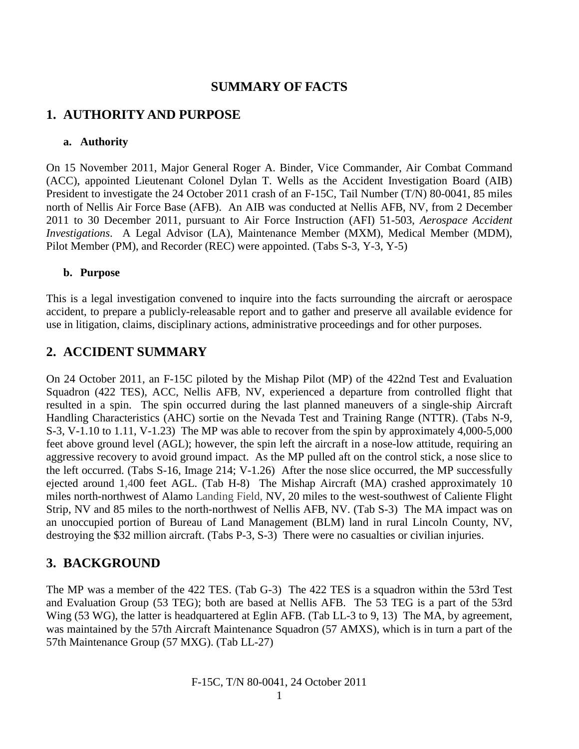# SUMMARY OF FACTS

## 1. AUTHORITY AND PURPOSE

### a. Authority

On 15 November 2011, Major General Roger A. Binder, Vice Commander, Air Combat Command (ACC), appointed Lieutenant Colonel Dylan T. Wells as the Accident Investigation Board (AIB) President to investigate the 24 October 2011 crash of an F-15C, Tail Number (T/N) 80-0041, 85 miles north of Nellis Air Force Base (AFB). An AIB was conducted at Nellis AFB, NV, from 2 December 2011 to 30 December 2011, pursuant to Air Force Instruction (AFI) 51-503, *Aerospace Accident Investigations*. A Legal Advisor (LA), Maintenance Member (MXM), Medical Member (MDM), Pilot Member (PM), and Recorder (REC) were appointed. (Tabs S-3, Y-3, Y-5)

### b. Purpose

This is a legal investigation convened to inquire into the facts surrounding the aircraft or aerospace accident, to prepare a publicly-releasable report and to gather and preserve all available evidence for use in litigation, claims, disciplinary actions, administrative proceedings and for other purposes.

## 2. ACCIDENT SUMMARY

On 24 October 2011, an F-15C piloted by the Mishap Pilot (MP) of the 422nd Test and Evaluation Squadron (422 TES), ACC, Nellis AFB, NV, experienced a departure from controlled flight that resulted in a spin. The spin occurred during the last planned maneuvers of a single-ship Aircraft Handling Characteristics (AHC) sortie on the Nevada Test and Training Range (NTTR). (Tabs N-9, S-3, V-1.10 to 1.11, V-1.23) The MP was able to recover from the spin by approximately 4,000-5,000 feet above ground level (AGL); however, the spin left the aircraft in a nose-low attitude, requiring an aggressive recovery to avoid ground impact. As the MP pulled aft on the control stick, a nose slice to the left occurred. (Tabs S-16, Image 214; V-1.26) After the nose slice occurred, the MP successfully ejected around 1,400 feet AGL. (Tab H-8) The Mishap Aircraft (MA) crashed approximately 10 miles north-northwest of Alamo Landing Field, NV, 20 miles to the west-southwest of Caliente Flight Strip, NV and 85 miles to the north-northwest of Nellis AFB, NV. (Tab S-3) The MA impact was on an unoccupied portion of Bureau of Land Management (BLM) land in rural Lincoln County, NV, destroying the $32 million aircraft. (Tabs P-3, S-3) There were no casualties or civilian injuries.

## 3. BACKGROUND

The MP was a member of the 422 TES. (Tab G-3) The 422 TES is a squadron within the 53rd Test and Evaluation Group (53 TEG); both are based at Nellis AFB. The 53 TEG is a part of the 53rd Wing (53 WG), the latter is headquartered at Eglin AFB. (Tab LL-3 to 9, 13) The MA, by agreement, was maintained by the 57th Aircraft Maintenance Squadron (57 AMXS), which is in turn a part of the 57th Maintenance Group (57 MXG). (Tab LL-27)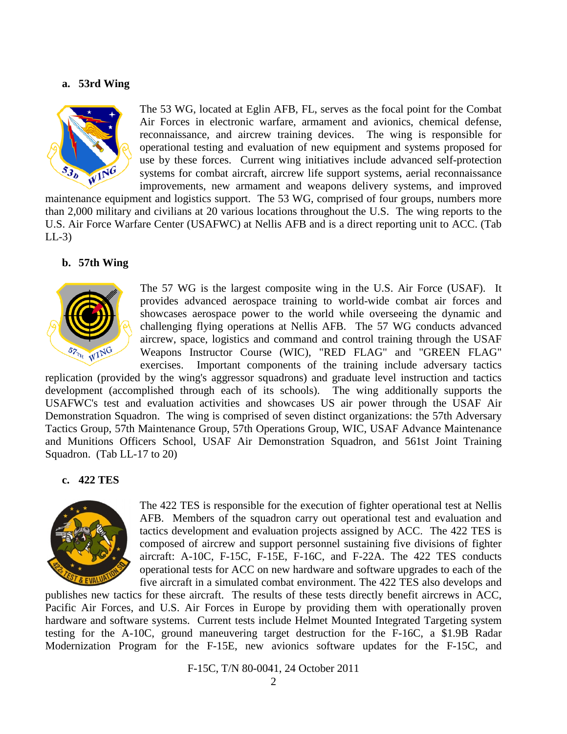**a. 53rd Wing**

The 53 WG, located at Eglin AFB, FL, serves as the focal point for the Combat Air Forces in electronic warfare, armament and avionics, chemical defense, reconnaissance, and aircrew training devices. The wing is responsible for operational testing and evaluation of new equipment and systems proposed for use by these forces. Current wing initiatives include advanced self-protection systems for combat aircraft, aircrew life support systems, aerial reconnaissance improvements, new armament and weapons delivery systems, and improved maintenance equipment and logistics support. The 53 WG, comprised of four groups, numbers more than 2,000 military and civilians at 20 various locations throughout the U.S. The wing reports to the U.S. Air Force Warfare Center (USAFWC) at Nellis AFB and is a direct reporting unit to ACC. (Tab LL-3)

**b. 57th Wing**

The 57 WG is the largest composite wing in the U.S. Air Force (USAF). It provides advanced aerospace training to world-wide combat air forces and showcases aerospace power to the world while overseeing the dynamic and challenging flying operations at Nellis AFB. The 57 WG conducts advanced aircrew, space, logistics and command and control training through the USAF Weapons Instructor Course (WIC), "RED FLAG" and "GREEN FLAG" exercises. Important components of the training include adversary tactics replication (provided by the wing's aggressor squadrons) and graduate level instruction and tactics development (accomplished through each of its schools). The wing additionally supports the USAFWC's test and evaluation activities and showcases US air power through the USAF Air Demonstration Squadron. The wing is comprised of seven distinct organizations: the 57th Adversary Tactics Group, 57th Maintenance Group, 57th Operations Group, WIC, USAF Advance Maintenance and Munitions Officers School, USAF Air Demonstration Squadron, and 561st Joint Training Squadron. (Tab LL-17 to 20)

**c. 422 TES**

The 422 TES is responsible for the execution of fighter operational test at Nellis AFB. Members of the squadron carry out operational test and evaluation and tactics development and evaluation projects assigned by ACC. The 422 TES is composed of aircrew and support personnel sustaining five divisions of fighter aircraft: A-10C, F-15C, F-15E, F-16C, and F-22A. The 422 TES conducts operational tests for ACC on new hardware and software upgrades to each of the five aircraft in a simulated combat environment. The 422 TES also develops and publishes new tactics for these aircraft. The results of these tests directly benefit aircrews in ACC, Pacific Air Forces, and U.S. Air Forces in Europe by providing them with operationally proven hardware and software systems. Current tests include Helmet Mounted Integrated Targeting system testing for the A-10C, ground maneuvering target destruction for the F-16C, a $1.9B Radar Modernization Program for the F-15E, new avionics software updates for the F-15C, and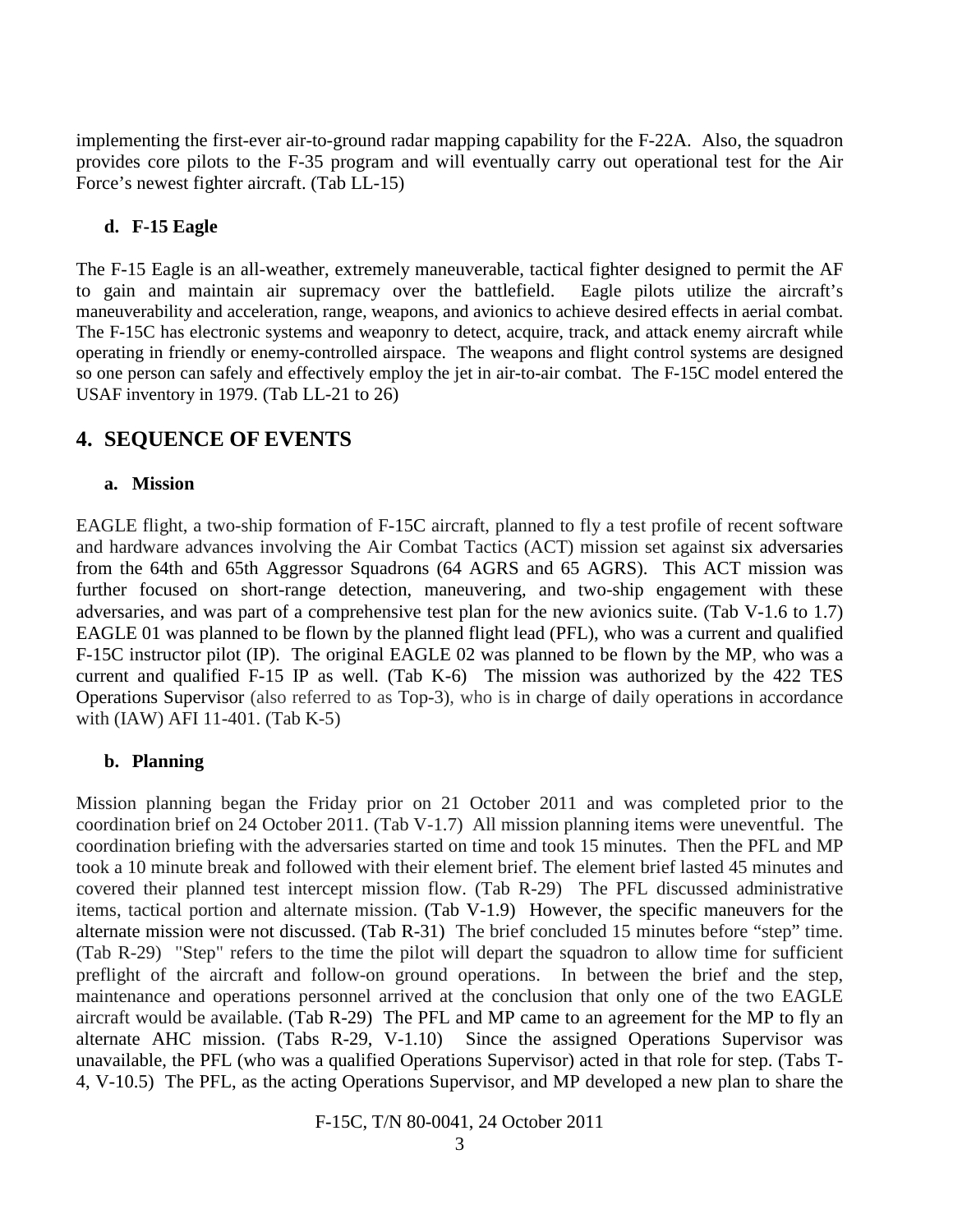implementing the first-ever air-to-ground radar mapping capability for the F-22A. Also, the squadron provides core pilots to the F-35 program and will eventually carry out operational test for the Air Force's newest fighter aircraft. (Tab LL-15)

### d. F-15 Eagle

The F-15 Eagle is an all-weather, extremely maneuverable, tactical fighter designed to permit the AF to gain and maintain air supremacy over the battlefield. Eagle pilots utilize the aircraft's maneuverability and acceleration, range, weapons, and avionics to achieve desired effects in aerial combat. The F-15C has electronic systems and weaponry to detect, acquire, track, and attack enemy aircraft while operating in friendly or enemy-controlled airspace. The weapons and flight control systems are designed so one person can safely and effectively employ the jet in air-to-air combat. The F-15C model entered the USAF inventory in 1979. (Tab LL-21 to 26)

## 4. SEQUENCE OF EVENTS

### a. Mission

EAGLE flight, a two-ship formation of F-15C aircraft, planned to fly a test profile of recent software and hardware advances involving the Air Combat Tactics (ACT) mission set against six adversaries from the 64th and 65th Aggressor Squadrons (64 AGRS and 65 AGRS). This ACT mission was further focused on short-range detection, maneuvering, and two-ship engagement with these adversaries, and was part of a comprehensive test plan for the new avionics suite. (Tab V-1.6 to 1.7) EAGLE 01 was planned to be flown by the planned flight lead (PFL), who was a current and qualified F-15C instructor pilot (IP). The original EAGLE 02 was planned to be flown by the MP, who was a current and qualified F-15 IP as well. (Tab K-6) The mission was authorized by the 422 TES Operations Supervisor (also referred to as Top-3), who is in charge of daily operations in accordance with (IAW) AFI 11-401. (Tab K-5)

### b. Planning

Mission planning began the Friday prior on 21 October 2011 and was completed prior to the coordination brief on 24 October 2011. (Tab V-1.7) All mission planning items were uneventful. The coordination briefing with the adversaries started on time and took 15 minutes. Then the PFL and MP took a 10 minute break and followed with their element brief. The element brief lasted 45 minutes and covered their planned test intercept mission flow. (Tab R-29) The PFL discussed administrative items, tactical portion and alternate mission. (Tab V-1.9) However, the specific maneuvers for the alternate mission were not discussed. (Tab R-31) The brief concluded 15 minutes before "step" time. (Tab R-29) "Step" refers to the time the pilot will depart the squadron to allow time for sufficient preflight of the aircraft and follow-on ground operations. In between the brief and the step, maintenance and operations personnel arrived at the conclusion that only one of the two EAGLE aircraft would be available. (Tab R-29) The PFL and MP came to an agreement for the MP to fly an alternate AHC mission. (Tabs R-29, V-1.10) Since the assigned Operations Supervisor was unavailable, the PFL (who was a qualified Operations Supervisor) acted in that role for step. (Tabs T-4, V-10.5) The PFL, as the acting Operations Supervisor, and MP developed a new plan to share the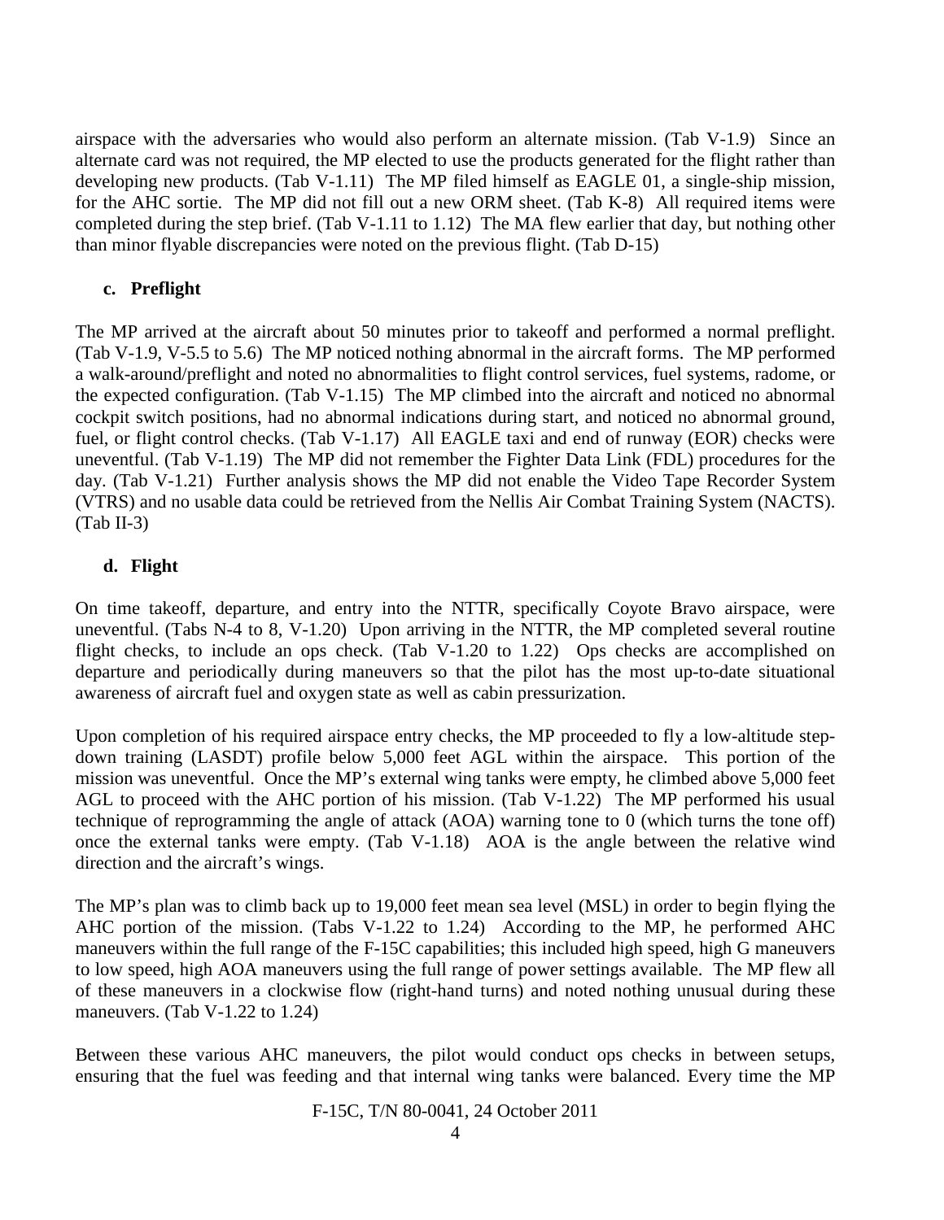airspace with the adversaries who would also perform an alternate mission. (Tab V-1.9) Since an alternate card was not required, the MP elected to use the products generated for the flight rather than developing new products. (Tab V-1.11) The MP filed himself as EAGLE 01, a single-ship mission, for the AHC sortie. The MP did not fill out a new ORM sheet. (Tab K-8) All required items were completed during the step brief. (Tab V-1.11 to 1.12) The MA flew earlier that day, but nothing other than minor flyable discrepancies were noted on the previous flight. (Tab D-15)

### c. Preflight

The MP arrived at the aircraft about 50 minutes prior to takeoff and performed a normal preflight. (Tab V-1.9, V-5.5 to 5.6) The MP noticed nothing abnormal in the aircraft forms. The MP performed a walk-around/preflight and noted no abnormalities to flight control services, fuel systems, radome, or the expected configuration. (Tab V-1.15) The MP climbed into the aircraft and noticed no abnormal cockpit switch positions, had no abnormal indications during start, and noticed no abnormal ground, fuel, or flight control checks. (Tab V-1.17) All EAGLE taxi and end of runway (EOR) checks were uneventful. (Tab V-1.19) The MP did not remember the Fighter Data Link (FDL) procedures for the day. (Tab V-1.21) Further analysis shows the MP did not enable the Video Tape Recorder System (VTRS) and no usable data could be retrieved from the Nellis Air Combat Training System (NACTS). (Tab II-3)

### d. Flight

On time takeoff, departure, and entry into the NTTR, specifically Coyote Bravo airspace, were uneventful. (Tabs N-4 to 8, V-1.20) Upon arriving in the NTTR, the MP completed several routine flight checks, to include an ops check. (Tab V-1.20 to 1.22) Ops checks are accomplished on departure and periodically during maneuvers so that the pilot has the most up-to-date situational awareness of aircraft fuel and oxygen state as well as cabin pressurization.

Upon completion of his required airspace entry checks, the MP proceeded to fly a low-altitude step-down training (LASDT) profile below 5,000 feet AGL within the airspace. This portion of the mission was uneventful. Once the MP's external wing tanks were empty, he climbed above 5,000 feet AGL to proceed with the AHC portion of his mission. (Tab V-1.22) The MP performed his usual technique of reprogramming the angle of attack (AOA) warning tone to 0 (which turns the tone off) once the external tanks were empty. (Tab V-1.18) AOA is the angle between the relative wind direction and the aircraft's wings.

The MP's plan was to climb back up to 19,000 feet mean sea level (MSL) in order to begin flying the AHC portion of the mission. (Tabs V-1.22 to 1.24) According to the MP, he performed AHC maneuvers within the full range of the F-15C capabilities; this included high speed, high G maneuvers to low speed, high AOA maneuvers using the full range of power settings available. The MP flew all of these maneuvers in a clockwise flow (right-hand turns) and noted nothing unusual during these maneuvers. (Tab V-1.22 to 1.24)

Between these various AHC maneuvers, the pilot would conduct ops checks in between setups, ensuring that the fuel was feeding and that internal wing tanks were balanced. Every time the MP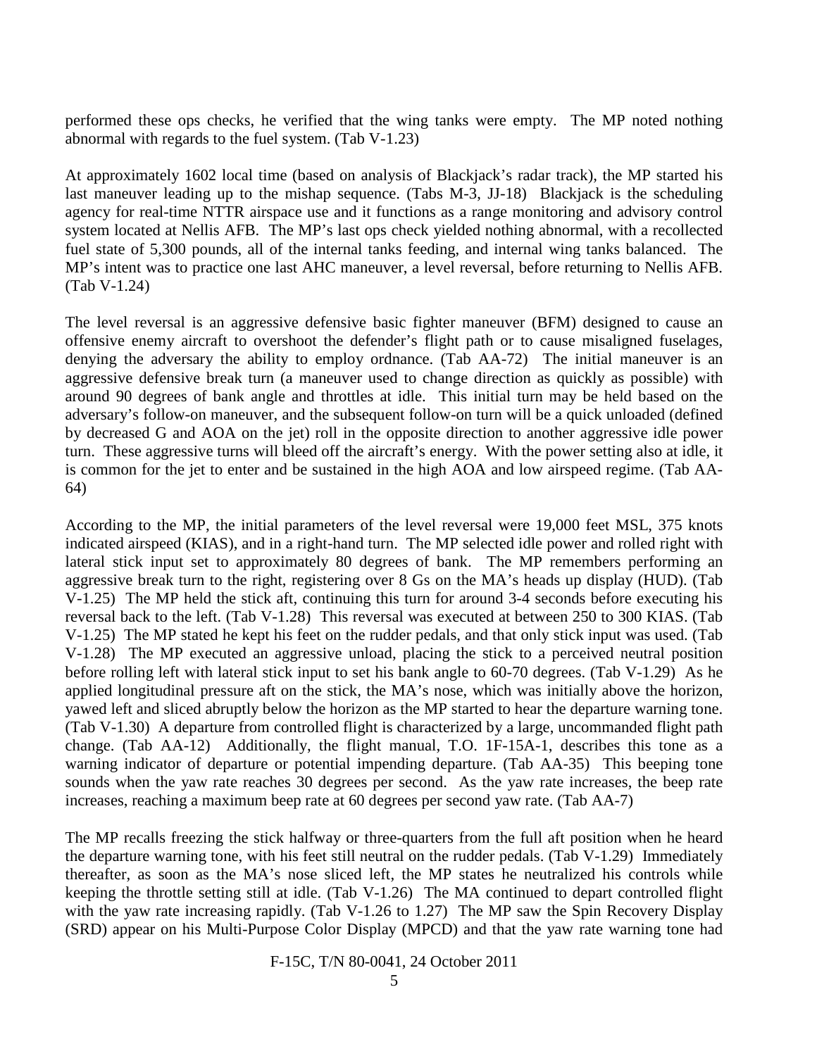performed these ops checks, he verified that the wing tanks were empty. The MP noted nothing abnormal with regards to the fuel system. (Tab V-1.23)

At approximately 1602 local time (based on analysis of Blackjack's radar track), the MP started his last maneuver leading up to the mishap sequence. (Tabs M-3, JJ-18) Blackjack is the scheduling agency for real-time NTTR airspace use and it functions as a range monitoring and advisory control system located at Nellis AFB. The MP's last ops check yielded nothing abnormal, with a recollected fuel state of 5,300 pounds, all of the internal tanks feeding, and internal wing tanks balanced. The MP's intent was to practice one last AHC maneuver, a level reversal, before returning to Nellis AFB. (Tab V-1.24)

The level reversal is an aggressive defensive basic fighter maneuver (BFM) designed to cause an offensive enemy aircraft to overshoot the defender's flight path or to cause misaligned fuselages, denying the adversary the ability to employ ordnance. (Tab AA-72) The initial maneuver is an aggressive defensive break turn (a maneuver used to change direction as quickly as possible) with around 90 degrees of bank angle and throttles at idle. This initial turn may be held based on the adversary's follow-on maneuver, and the subsequent follow-on turn will be a quick unloaded (defined by decreased G and AOA on the jet) roll in the opposite direction to another aggressive idle power turn. These aggressive turns will bleed off the aircraft's energy. With the power setting also at idle, it is common for the jet to enter and be sustained in the high AOA and low airspeed regime. (Tab AA-64)

According to the MP, the initial parameters of the level reversal were 19,000 feet MSL, 375 knots indicated airspeed (KIAS), and in a right-hand turn. The MP selected idle power and rolled right with lateral stick input set to approximately 80 degrees of bank. The MP remembers performing an aggressive break turn to the right, registering over 8 Gs on the MA's heads up display (HUD). (Tab V-1.25) The MP held the stick aft, continuing this turn for around 3-4 seconds before executing his reversal back to the left. (Tab V-1.28) This reversal was executed at between 250 to 300 KIAS. (Tab V-1.25) The MP stated he kept his feet on the rudder pedals, and that only stick input was used. (Tab V-1.28) The MP executed an aggressive unload, placing the stick to a perceived neutral position before rolling left with lateral stick input to set his bank angle to 60-70 degrees. (Tab V-1.29) As he applied longitudinal pressure aft on the stick, the MA's nose, which was initially above the horizon, yawed left and sliced abruptly below the horizon as the MP started to hear the departure warning tone. (Tab V-1.30) A departure from controlled flight is characterized by a large, uncommanded flight path change. (Tab AA-12) Additionally, the flight manual, T.O. 1F-15A-1, describes this tone as a warning indicator of departure or potential impending departure. (Tab AA-35) This beeping tone sounds when the yaw rate reaches 30 degrees per second. As the yaw rate increases, the beep rate increases, reaching a maximum beep rate at 60 degrees per second yaw rate. (Tab AA-7)

The MP recalls freezing the stick halfway or three-quarters from the full aft position when he heard the departure warning tone, with his feet still neutral on the rudder pedals. (Tab V-1.29) Immediately thereafter, as soon as the MA's nose sliced left, the MP states he neutralized his controls while keeping the throttle setting still at idle. (Tab V-1.26) The MA continued to depart controlled flight with the yaw rate increasing rapidly. (Tab V-1.26 to 1.27) The MP saw the Spin Recovery Display (SRD) appear on his Multi-Purpose Color Display (MPCD) and that the yaw rate warning tone had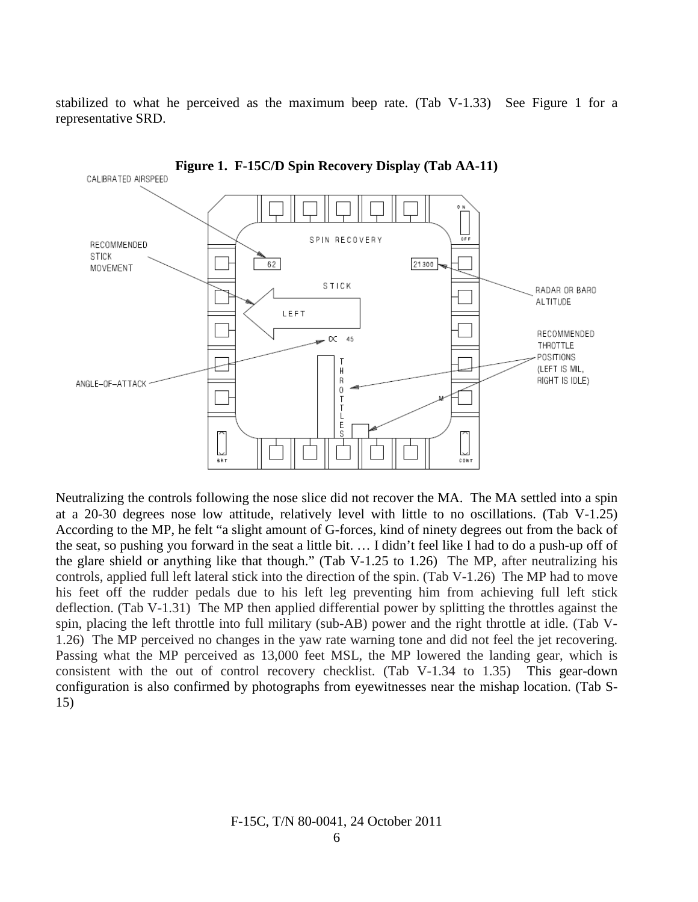stabilized to what he perceived as the maximum beep rate. (Tab V-1.33) See Figure 1 for a representative SRD.

**Figure 1. F-15C/D Spin Recovery Display (Tab AA-11)**

Neutralizing the controls following the nose slice did not recover the MA. The MA settled into a spin at a 20-30 degrees nose low attitude, relatively level with little to no oscillations. (Tab V-1.25) According to the MP, he felt "a slight amount of G-forces, kind of ninety degrees out from the back of the seat, so pushing you forward in the seat a little bit. … I didn't feel like I had to do a push-up off of the glare shield or anything like that though." (Tab V-1.25 to 1.26) The MP, after neutralizing his controls, applied full left lateral stick into the direction of the spin. (Tab V-1.26) The MP had to move his feet off the rudder pedals due to his left leg preventing him from achieving full left stick deflection. (Tab V-1.31) The MP then applied differential power by splitting the throttles against the spin, placing the left throttle into full military (sub-AB) power and the right throttle at idle. (Tab V-1.26) The MP perceived no changes in the yaw rate warning tone and did not feel the jet recovering. Passing what the MP perceived as 13,000 feet MSL, the MP lowered the landing gear, which is consistent with the out of control recovery checklist. (Tab V-1.34 to 1.35) This gear-down configuration is also confirmed by photographs from eyewitnesses near the mishap location. (Tab S-15)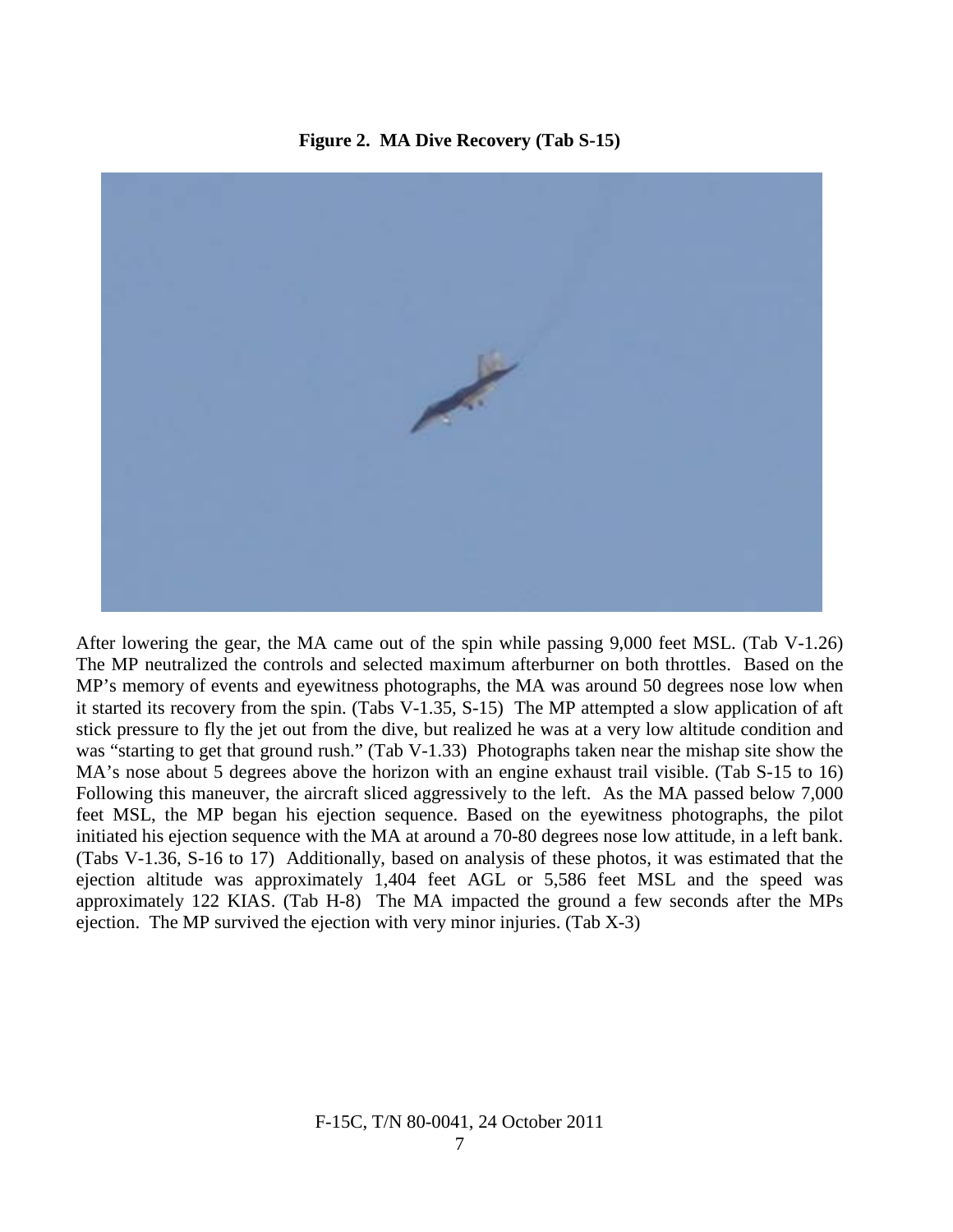**Figure 2. MA Dive Recovery (Tab S-15)**

After lowering the gear, the MA came out of the spin while passing 9,000 feet MSL. (Tab V-1.26) The MP neutralized the controls and selected maximum afterburner on both throttles. Based on the MP's memory of events and eyewitness photographs, the MA was around 50 degrees nose low when it started its recovery from the spin. (Tabs V-1.35, S-15) The MP attempted a slow application of aft stick pressure to fly the jet out from the dive, but realized he was at a very low altitude condition and was "starting to get that ground rush." (Tab V-1.33) Photographs taken near the mishap site show the MA's nose about 5 degrees above the horizon with an engine exhaust trail visible. (Tab S-15 to 16) Following this maneuver, the aircraft sliced aggressively to the left. As the MA passed below 7,000 feet MSL, the MP began his ejection sequence. Based on the eyewitness photographs, the pilot initiated his ejection sequence with the MA at around a 70-80 degrees nose low attitude, in a left bank. (Tabs V-1.36, S-16 to 17) Additionally, based on analysis of these photos, it was estimated that the ejection altitude was approximately 1,404 feet AGL or 5,586 feet MSL and the speed was approximately 122 KIAS. (Tab H-8) The MA impacted the ground a few seconds after the MPs ejection. The MP survived the ejection with very minor injuries. (Tab X-3)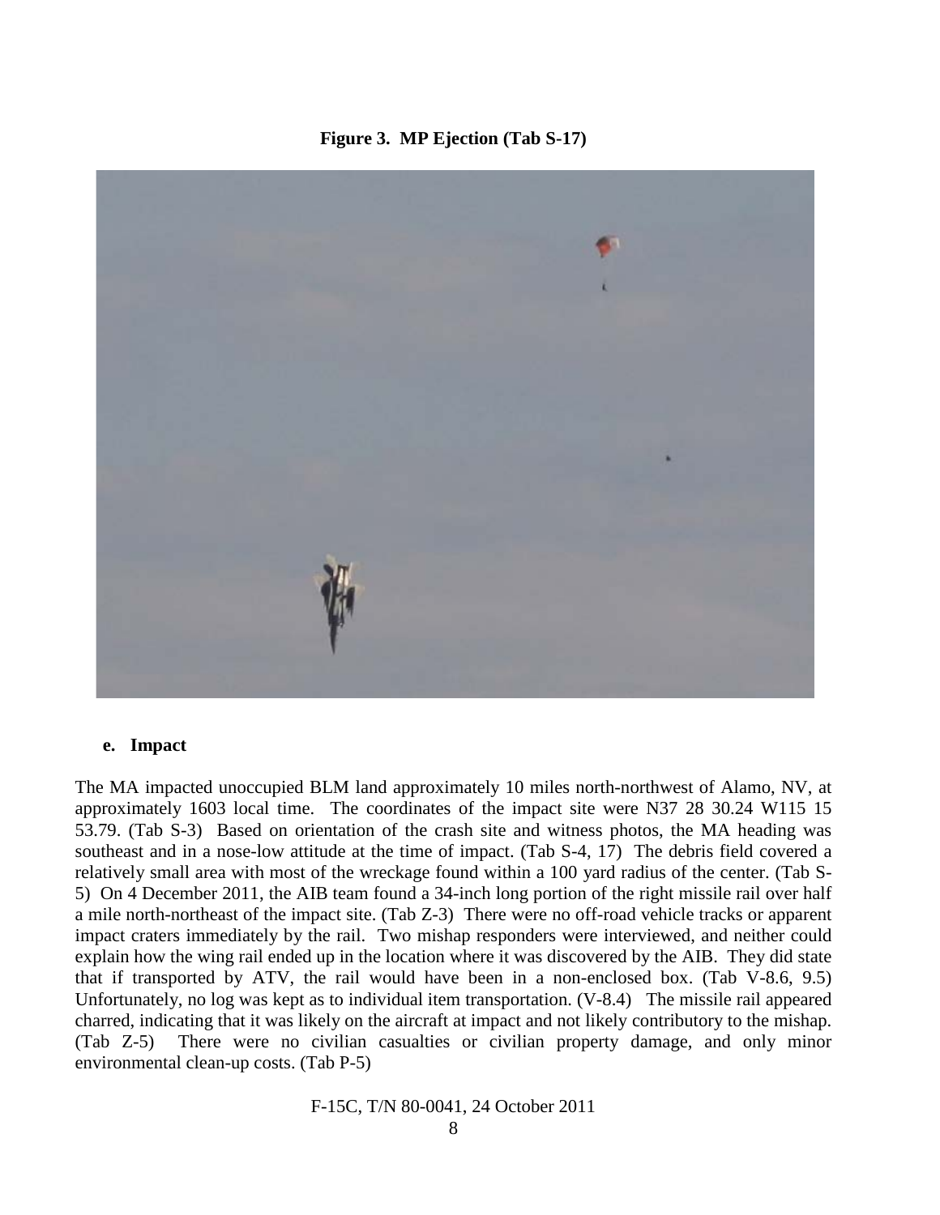**Figure 3. MP Ejection (Tab S-17)**

#### e. Impact

The MA impacted unoccupied BLM land approximately 10 miles north-northwest of Alamo, NV, at approximately 1603 local time. The coordinates of the impact site were N37 28 30.24 W115 15 53.79. (Tab S-3) Based on orientation of the crash site and witness photos, the MA heading was southeast and in a nose-low attitude at the time of impact. (Tab S-4, 17) The debris field covered a relatively small area with most of the wreckage found within a 100 yard radius of the center. (Tab S-5) On 4 December 2011, the AIB team found a 34-inch long portion of the right missile rail over half a mile north-northeast of the impact site. (Tab Z-3) There were no off-road vehicle tracks or apparent impact craters immediately by the rail. Two mishap responders were interviewed, and neither could explain how the wing rail ended up in the location where it was discovered by the AIB. They did state that if transported by ATV, the rail would have been in a non-enclosed box. (Tab V-8.6, 9.5) Unfortunately, no log was kept as to individual item transportation. (V-8.4) The missile rail appeared charred, indicating that it was likely on the aircraft at impact and not likely contributory to the mishap. (Tab Z-5) There were no civilian casualties or civilian property damage, and only minor environmental clean-up costs. (Tab P-5)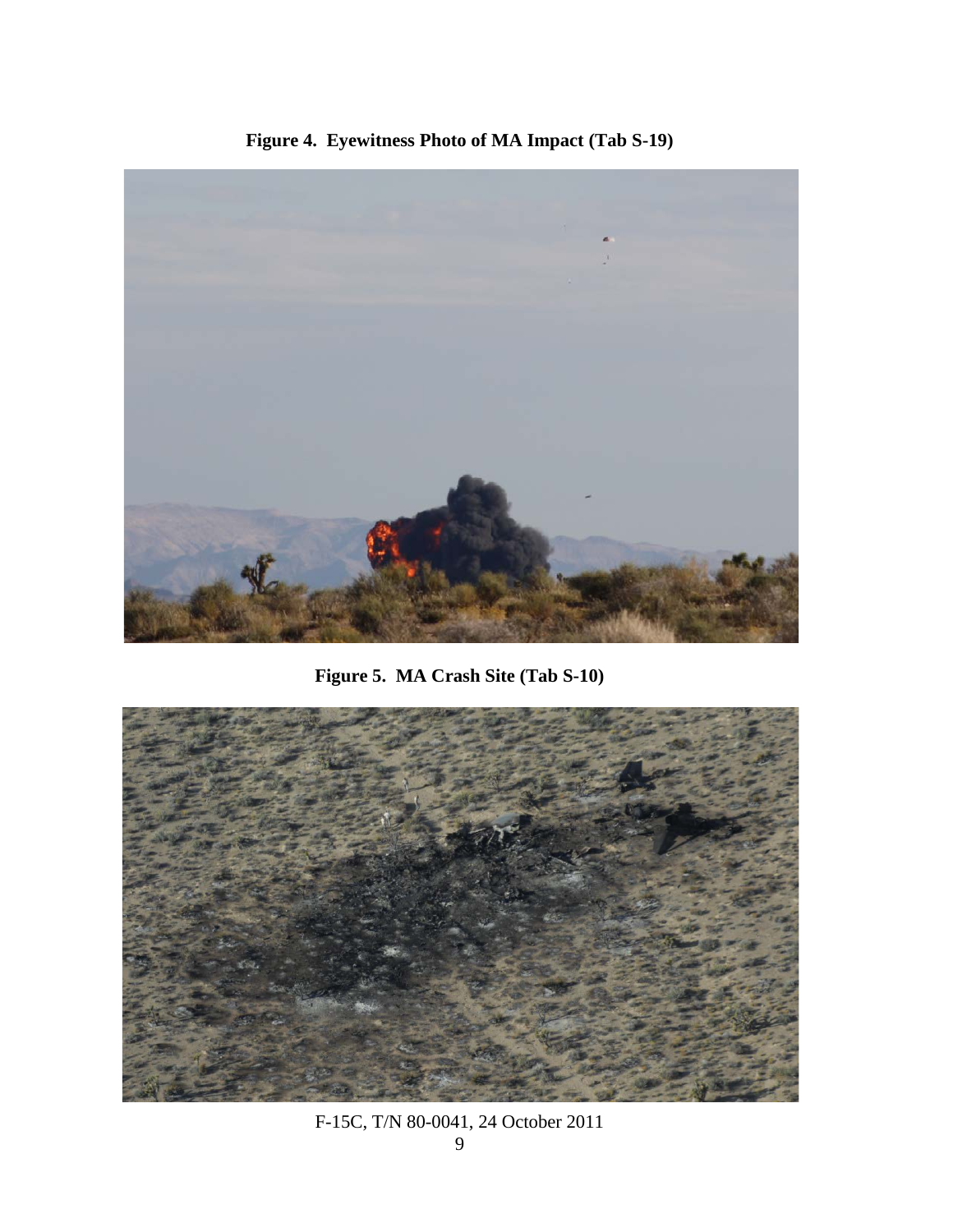**Figure 4. Eyewitness Photo of MA Impact (Tab S-19)**

**Figure 5. MA Crash Site (Tab S-10)**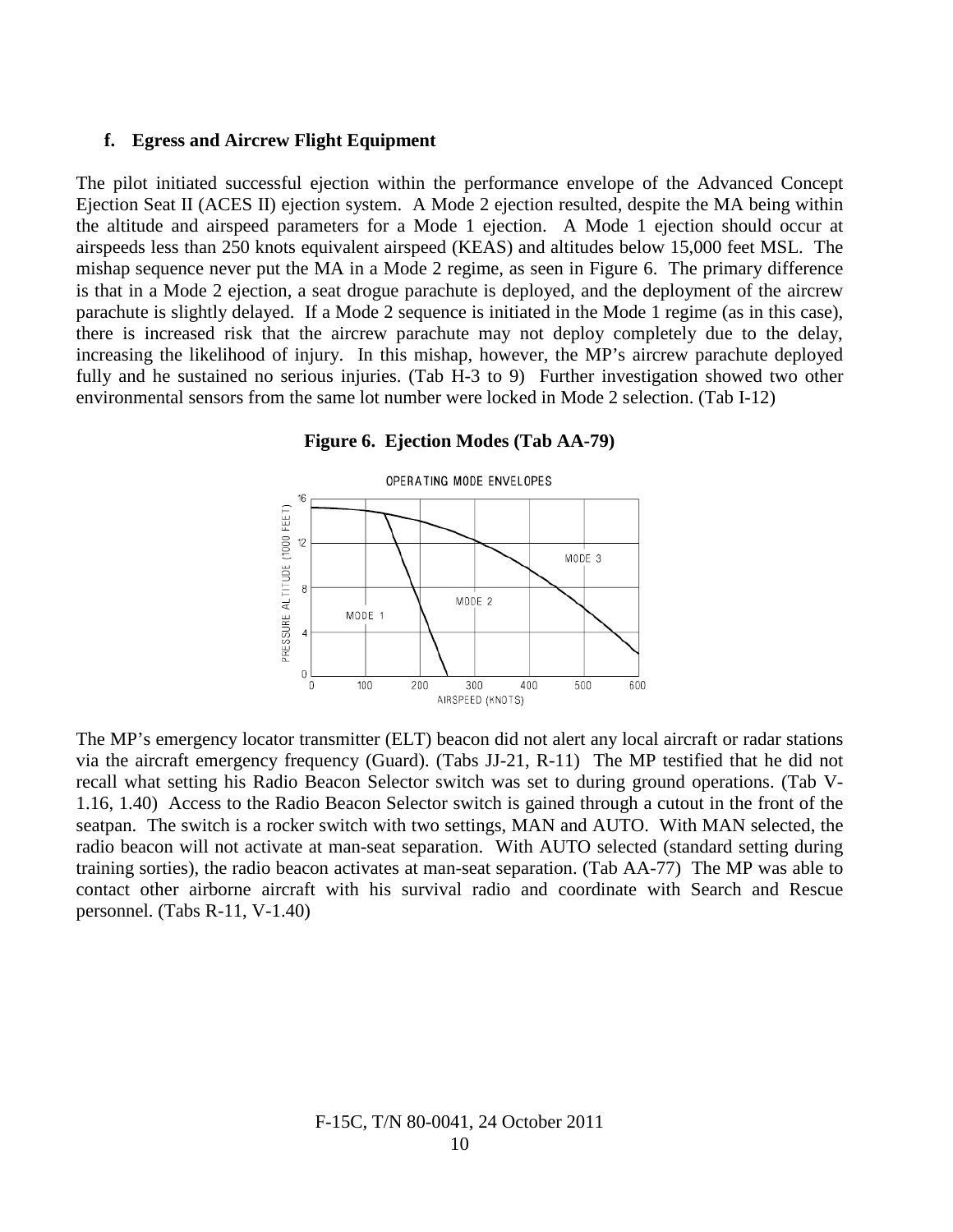**f. Egress and Aircrew Flight Equipment**

The pilot initiated successful ejection within the performance envelope of the Advanced Concept Ejection Seat II (ACES II) ejection system. A Mode 2 ejection resulted, despite the MA being within the altitude and airspeed parameters for a Mode 1 ejection. A Mode 1 ejection should occur at airspeeds less than 250 knots equivalent airspeed (KEAS) and altitudes below 15,000 feet MSL. The mishap sequence never put the MA in a Mode 2 regime, as seen in Figure 6. The primary difference is that in a Mode 2 ejection, a seat drogue parachute is deployed, and the deployment of the aircrew parachute is slightly delayed. If a Mode 2 sequence is initiated in the Mode 1 regime (as in this case), there is increased risk that the aircrew parachute may not deploy completely due to the delay, increasing the likelihood of injury. In this mishap, however, the MP's aircrew parachute deployed fully and he sustained no serious injuries. (Tab H-3 to 9) Further investigation showed two other environmental sensors from the same lot number were locked in Mode 2 selection. (Tab I-12)

**Figure 6. Ejection Modes (Tab AA-79)**

The MP's emergency locator transmitter (ELT) beacon did not alert any local aircraft or radar stations via the aircraft emergency frequency (Guard). (Tabs JJ-21, R-11) The MP testified that he did not recall what setting his Radio Beacon Selector switch was set to during ground operations. (Tab V-1.16, 1.40) Access to the Radio Beacon Selector switch is gained through a cutout in the front of the seatpan. The switch is a rocker switch with two settings, MAN and AUTO. With MAN selected, the radio beacon will not activate at man-seat separation. With AUTO selected (standard setting during training sorties), the radio beacon activates at man-seat separation. (Tab AA-77) The MP was able to contact other airborne aircraft with his survival radio and coordinate with Search and Rescue personnel. (Tabs R-11, V-1.40)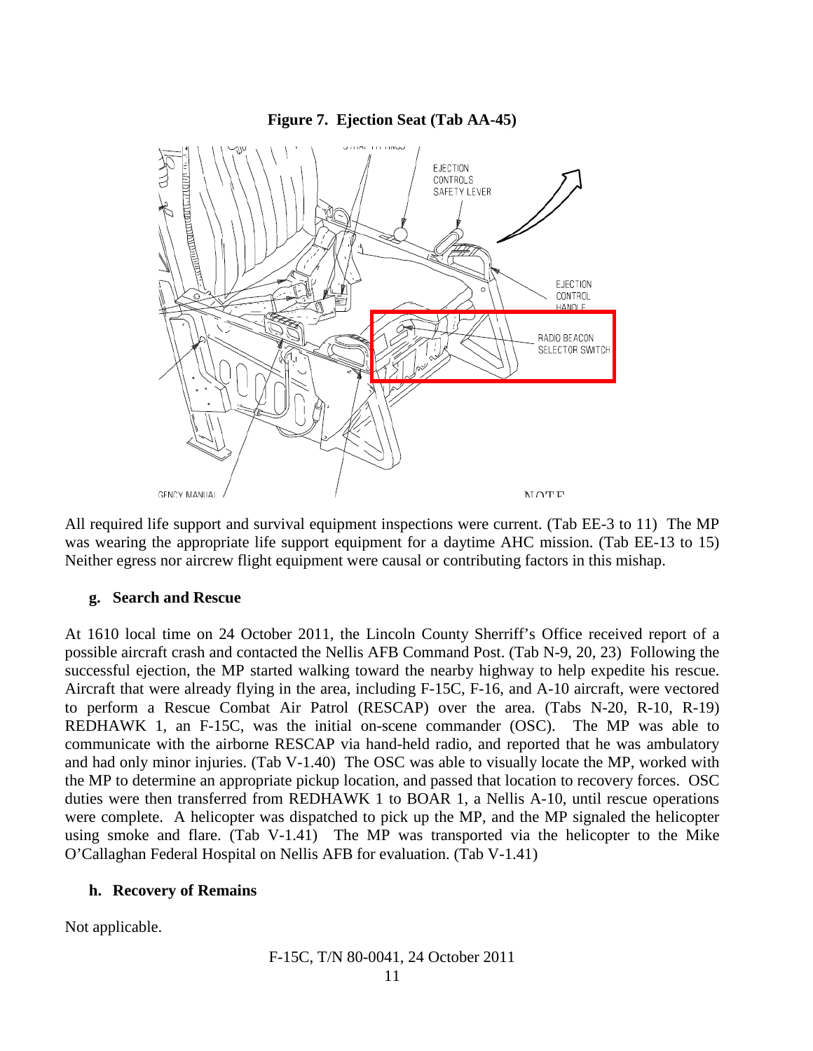**Figure 7. Ejection Seat (Tab AA-45)**

All required life support and survival equipment inspections were current. (Tab EE-3 to 11) The MP was wearing the appropriate life support equipment for a daytime AHC mission. (Tab EE-13 to 15) Neither egress nor aircrew flight equipment were causal or contributing factors in this mishap.

### g. Search and Rescue

At 1610 local time on 24 October 2011, the Lincoln County Sherriff's Office received report of a possible aircraft crash and contacted the Nellis AFB Command Post. (Tab N-9, 20, 23) Following the successful ejection, the MP started walking toward the nearby highway to help expedite his rescue. Aircraft that were already flying in the area, including F-15C, F-16, and A-10 aircraft, were vectored to perform a Rescue Combat Air Patrol (RESCAP) over the area. (Tabs N-20, R-10, R-19) REDHAWK 1, an F-15C, was the initial on-scene commander (OSC). The MP was able to communicate with the airborne RESCAP via hand-held radio, and reported that he was ambulatory and had only minor injuries. (Tab V-1.40) The OSC was able to visually locate the MP, worked with the MP to determine an appropriate pickup location, and passed that location to recovery forces. OSC duties were then transferred from REDHAWK 1 to BOAR 1, a Nellis A-10, until rescue operations were complete. A helicopter was dispatched to pick up the MP, and the MP signaled the helicopter using smoke and flare. (Tab V-1.41) The MP was transported via the helicopter to the Mike O'Callaghan Federal Hospital on Nellis AFB for evaluation. (Tab V-1.41)

### h. Recovery of Remains

Not applicable.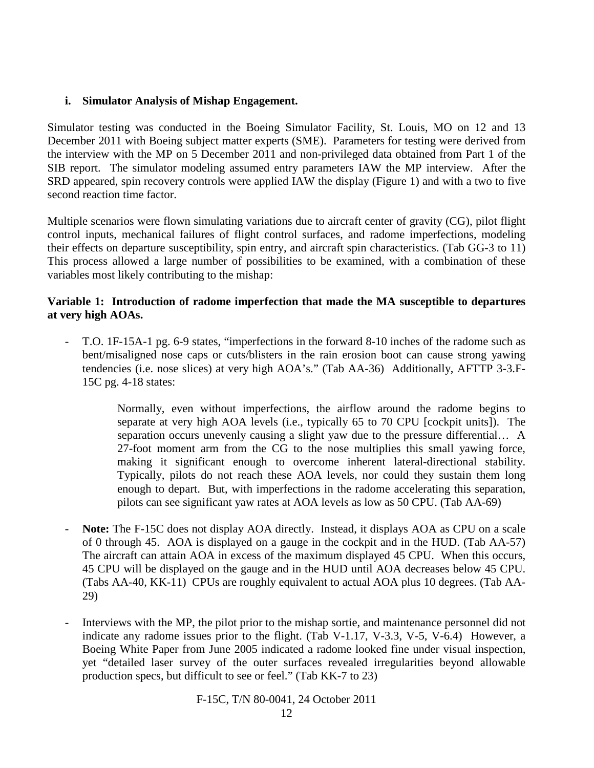### i. Simulator Analysis of Mishap Engagement.

Simulator testing was conducted in the Boeing Simulator Facility, St. Louis, MO on 12 and 13 December 2011 with Boeing subject matter experts (SME). Parameters for testing were derived from the interview with the MP on 5 December 2011 and non-privileged data obtained from Part 1 of the SIB report. The simulator modeling assumed entry parameters IAW the MP interview. After the SRD appeared, spin recovery controls were applied IAW the display (Figure 1) and with a two to five second reaction time factor.

Multiple scenarios were flown simulating variations due to aircraft center of gravity (CG), pilot flight control inputs, mechanical failures of flight control surfaces, and radome imperfections, modeling their effects on departure susceptibility, spin entry, and aircraft spin characteristics. (Tab GG-3 to 11) This process allowed a large number of possibilities to be examined, with a combination of these variables most likely contributing to the mishap:

**Variable 1: Introduction of radome imperfection that made the MA susceptible to departures at very high AOAs.**

- T.O. 1F-15A-1 pg. 6-9 states, "imperfections in the forward 8-10 inches of the radome such as bent/misaligned nose caps or cuts/blisters in the rain erosion boot can cause strong yawing tendencies (i.e. nose slices) at very high AOA's." (Tab AA-36) Additionally, AFTTP 3-3.F-15C pg. 4-18 states:

  > Normally, even without imperfections, the airflow around the radome begins to separate at very high AOA levels (i.e., typically 65 to 70 CPU [cockpit units]). The separation occurs unevenly causing a slight yaw due to the pressure differential… A 27-foot moment arm from the CG to the nose multiplies this small yawing force, making it significant enough to overcome inherent lateral-directional stability. Typically, pilots do not reach these AOA levels, nor could they sustain them long enough to depart. But, with imperfections in the radome accelerating this separation, pilots can see significant yaw rates at AOA levels as low as 50 CPU. (Tab AA-69)

- **Note:** The F-15C does not display AOA directly. Instead, it displays AOA as CPU on a scale of 0 through 45. AOA is displayed on a gauge in the cockpit and in the HUD. (Tab AA-57) The aircraft can attain AOA in excess of the maximum displayed 45 CPU. When this occurs, 45 CPU will be displayed on the gauge and in the HUD until AOA decreases below 45 CPU. (Tabs AA-40, KK-11) CPUs are roughly equivalent to actual AOA plus 10 degrees. (Tab AA-29)

- Interviews with the MP, the pilot prior to the mishap sortie, and maintenance personnel did not indicate any radome issues prior to the flight. (Tab V-1.17, V-3.3, V-5, V-6.4) However, a Boeing White Paper from June 2005 indicated a radome looked fine under visual inspection, yet "detailed laser survey of the outer surfaces revealed irregularities beyond allowable production specs, but difficult to see or feel." (Tab KK-7 to 23)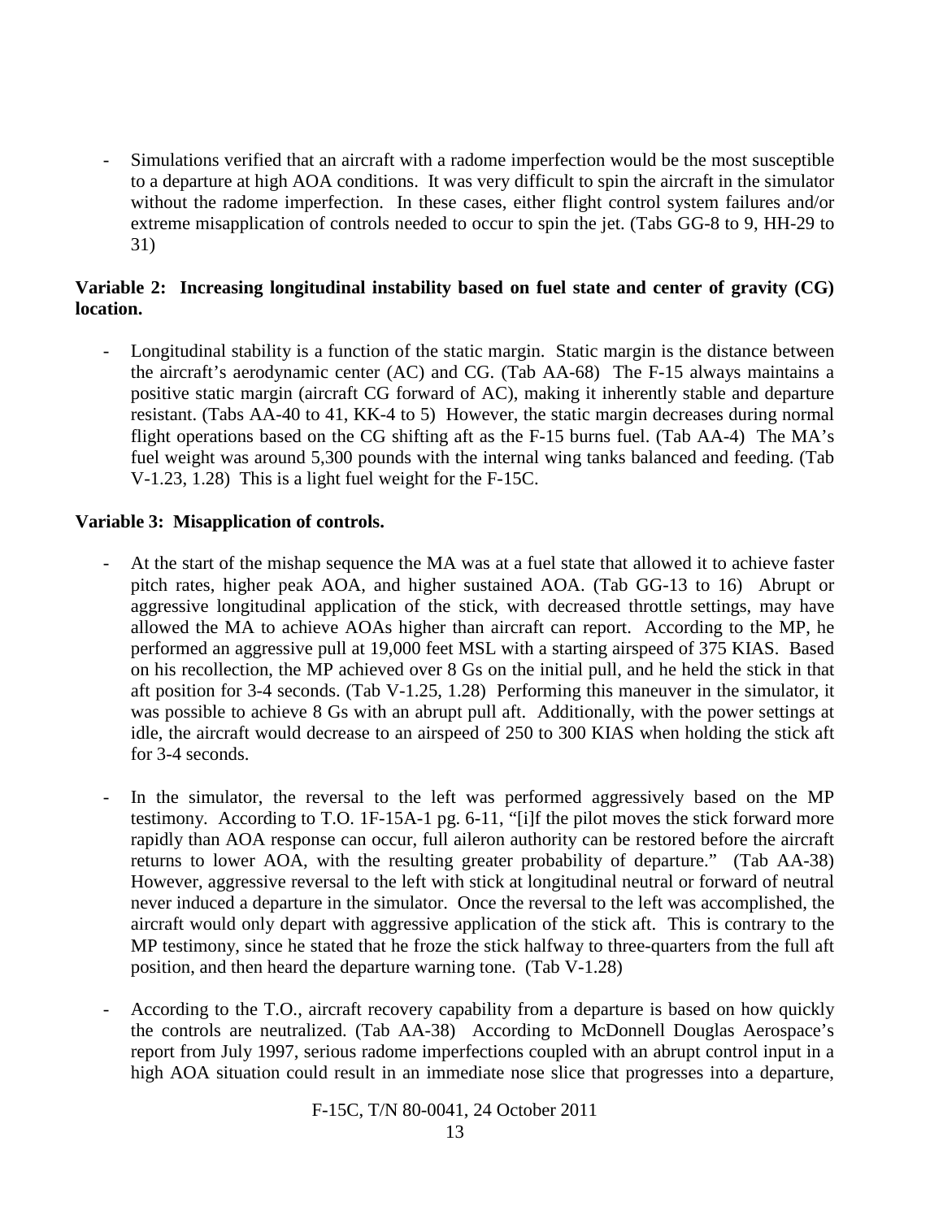- Simulations verified that an aircraft with a radome imperfection would be the most susceptible to a departure at high AOA conditions. It was very difficult to spin the aircraft in the simulator without the radome imperfection. In these cases, either flight control system failures and/or extreme misapplication of controls needed to occur to spin the jet. (Tabs GG-8 to 9, HH-29 to 31)

**Variable 2: Increasing longitudinal instability based on fuel state and center of gravity (CG) location.**

- Longitudinal stability is a function of the static margin. Static margin is the distance between the aircraft's aerodynamic center (AC) and CG. (Tab AA-68) The F-15 always maintains a positive static margin (aircraft CG forward of AC), making it inherently stable and departure resistant. (Tabs AA-40 to 41, KK-4 to 5) However, the static margin decreases during normal flight operations based on the CG shifting aft as the F-15 burns fuel. (Tab AA-4) The MA's fuel weight was around 5,300 pounds with the internal wing tanks balanced and feeding. (Tab V-1.23, 1.28) This is a light fuel weight for the F-15C.

**Variable 3: Misapplication of controls.**

- At the start of the mishap sequence the MA was at a fuel state that allowed it to achieve faster pitch rates, higher peak AOA, and higher sustained AOA. (Tab GG-13 to 16) Abrupt or aggressive longitudinal application of the stick, with decreased throttle settings, may have allowed the MA to achieve AOAs higher than aircraft can report. According to the MP, he performed an aggressive pull at 19,000 feet MSL with a starting airspeed of 375 KIAS. Based on his recollection, the MP achieved over 8 Gs on the initial pull, and he held the stick in that aft position for 3-4 seconds. (Tab V-1.25, 1.28) Performing this maneuver in the simulator, it was possible to achieve 8 Gs with an abrupt pull aft. Additionally, with the power settings at idle, the aircraft would decrease to an airspeed of 250 to 300 KIAS when holding the stick aft for 3-4 seconds.

- In the simulator, the reversal to the left was performed aggressively based on the MP testimony. According to T.O. 1F-15A-1 pg. 6-11, "[i]f the pilot moves the stick forward more rapidly than AOA response can occur, full aileron authority can be restored before the aircraft returns to lower AOA, with the resulting greater probability of departure." (Tab AA-38) However, aggressive reversal to the left with stick at longitudinal neutral or forward of neutral never induced a departure in the simulator. Once the reversal to the left was accomplished, the aircraft would only depart with aggressive application of the stick aft. This is contrary to the MP testimony, since he stated that he froze the stick halfway to three-quarters from the full aft position, and then heard the departure warning tone. (Tab V-1.28)

- According to the T.O., aircraft recovery capability from a departure is based on how quickly the controls are neutralized. (Tab AA-38) According to McDonnell Douglas Aerospace's report from July 1997, serious radome imperfections coupled with an abrupt control input in a high AOA situation could result in an immediate nose slice that progresses into a departure,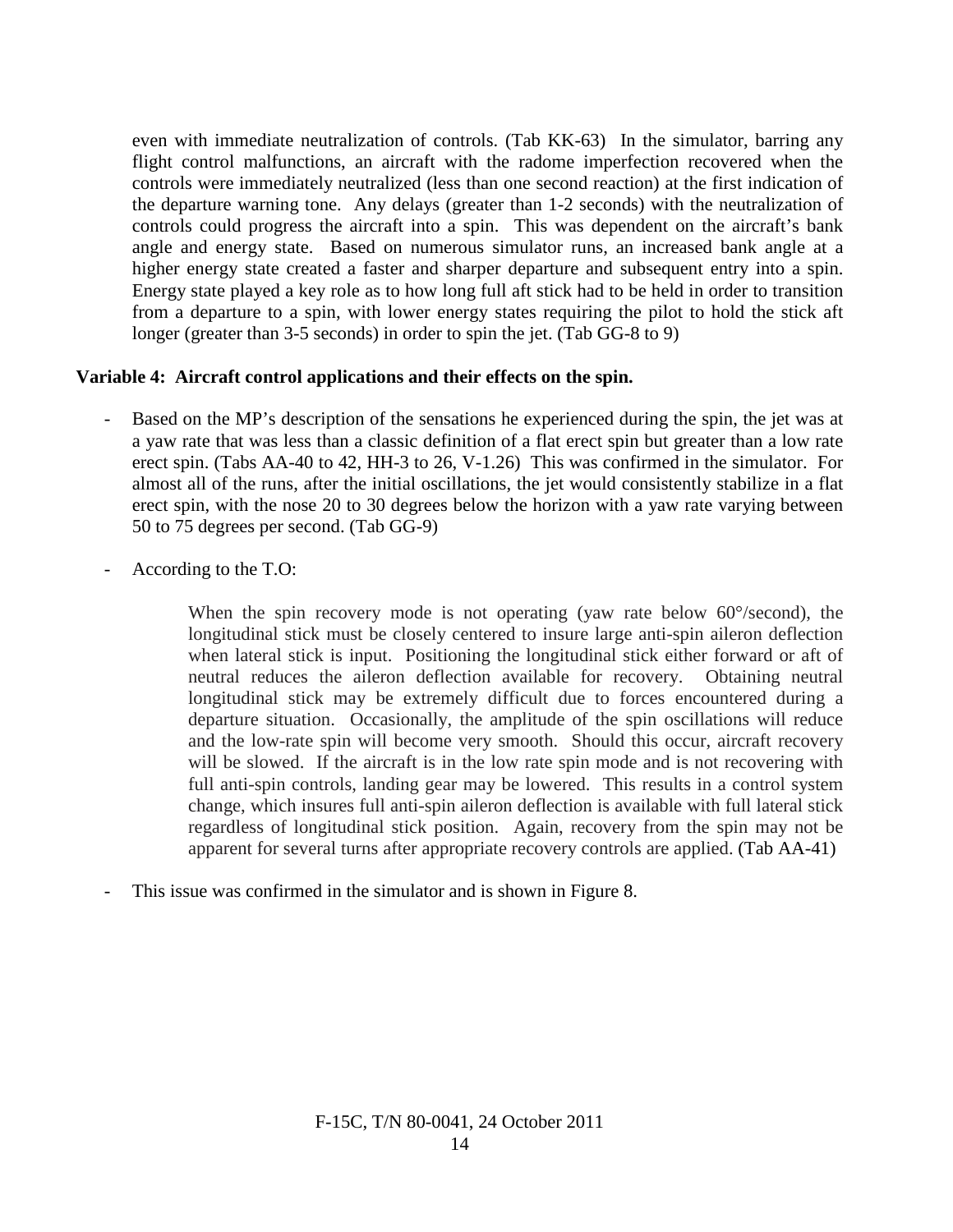even with immediate neutralization of controls. (Tab KK-63) In the simulator, barring any flight control malfunctions, an aircraft with the radome imperfection recovered when the controls were immediately neutralized (less than one second reaction) at the first indication of the departure warning tone. Any delays (greater than 1-2 seconds) with the neutralization of controls could progress the aircraft into a spin. This was dependent on the aircraft's bank angle and energy state. Based on numerous simulator runs, an increased bank angle at a higher energy state created a faster and sharper departure and subsequent entry into a spin. Energy state played a key role as to how long full aft stick had to be held in order to transition from a departure to a spin, with lower energy states requiring the pilot to hold the stick aft longer (greater than 3-5 seconds) in order to spin the jet. (Tab GG-8 to 9)

**Variable 4: Aircraft control applications and their effects on the spin.**

- Based on the MP's description of the sensations he experienced during the spin, the jet was at a yaw rate that was less than a classic definition of a flat erect spin but greater than a low rate erect spin. (Tabs AA-40 to 42, HH-3 to 26, V-1.26) This was confirmed in the simulator. For almost all of the runs, after the initial oscillations, the jet would consistently stabilize in a flat erect spin, with the nose 20 to 30 degrees below the horizon with a yaw rate varying between 50 to 75 degrees per second. (Tab GG-9)

- According to the T.O:

> When the spin recovery mode is not operating (yaw rate below 60°/second), the longitudinal stick must be closely centered to insure large anti-spin aileron deflection when lateral stick is input. Positioning the longitudinal stick either forward or aft of neutral reduces the aileron deflection available for recovery. Obtaining neutral longitudinal stick may be extremely difficult due to forces encountered during a departure situation. Occasionally, the amplitude of the spin oscillations will reduce and the low-rate spin will become very smooth. Should this occur, aircraft recovery will be slowed. If the aircraft is in the low rate spin mode and is not recovering with full anti-spin controls, landing gear may be lowered. This results in a control system change, which insures full anti-spin aileron deflection is available with full lateral stick regardless of longitudinal stick position. Again, recovery from the spin may not be apparent for several turns after appropriate recovery controls are applied. (Tab AA-41)

- This issue was confirmed in the simulator and is shown in Figure 8.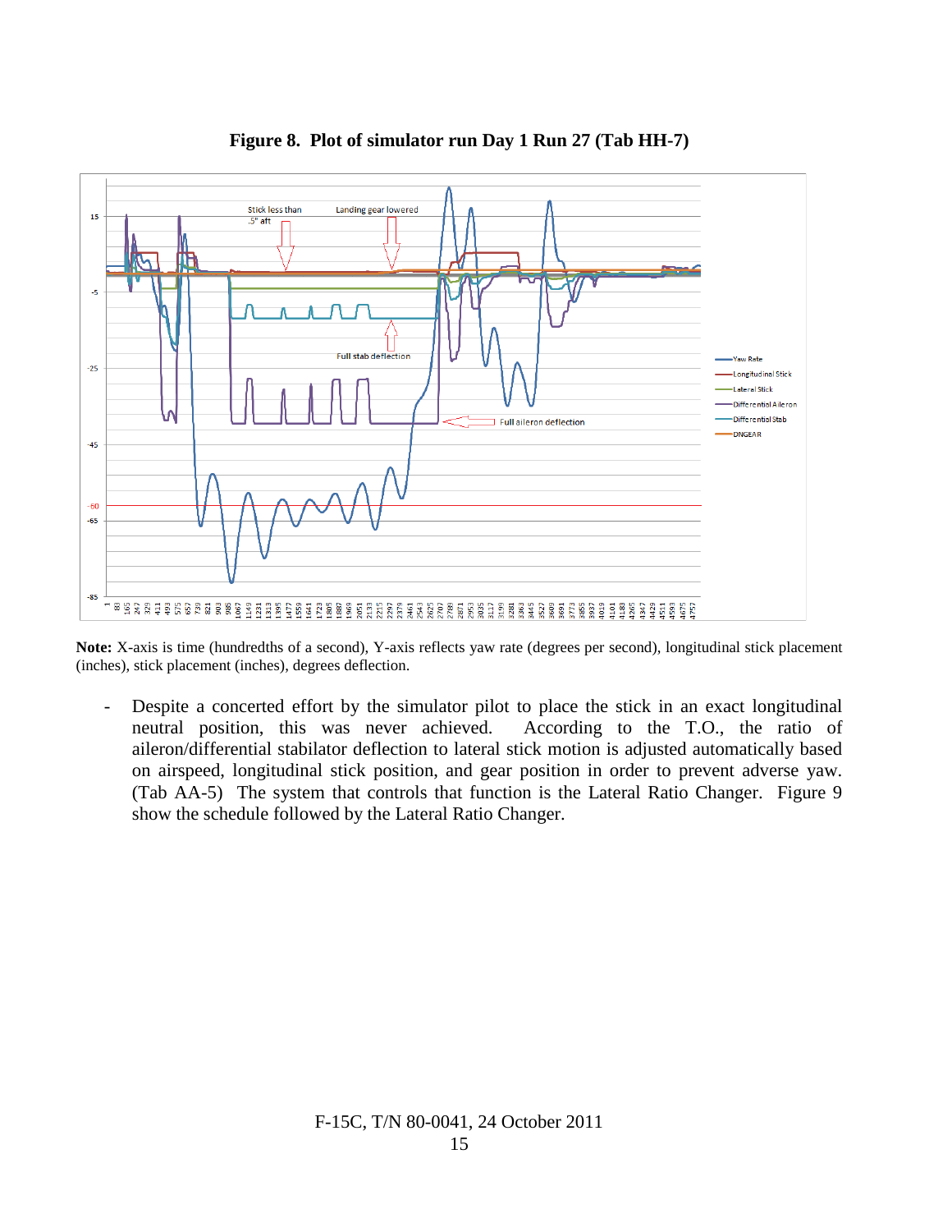**Figure 8. Plot of simulator run Day 1 Run 27 (Tab HH-7)**

**Note:** X-axis is time (hundredths of a second), Y-axis reflects yaw rate (degrees per second), longitudinal stick placement (inches), stick placement (inches), degrees deflection.

- Despite a concerted effort by the simulator pilot to place the stick in an exact longitudinal neutral position, this was never achieved. According to the T.O., the ratio of aileron/differential stabilator deflection to lateral stick motion is adjusted automatically based on airspeed, longitudinal stick position, and gear position in order to prevent adverse yaw. (Tab AA-5) The system that controls that function is the Lateral Ratio Changer. Figure 9 show the schedule followed by the Lateral Ratio Changer.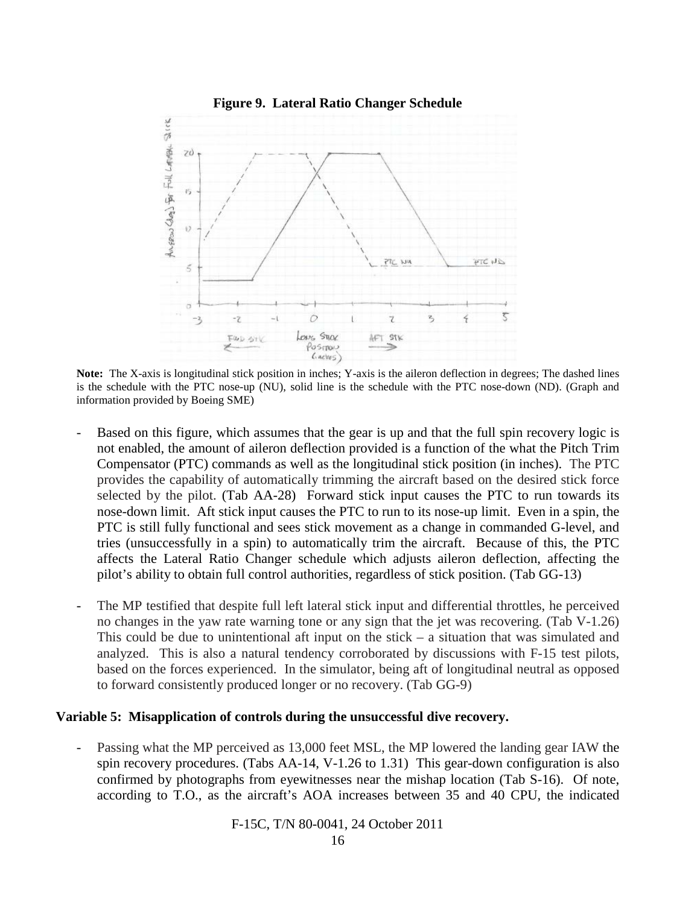**Figure 9. Lateral Ratio Changer Schedule**

**Note:** The X-axis is longitudinal stick position in inches; Y-axis is the aileron deflection in degrees; The dashed lines is the schedule with the PTC nose-up (NU), solid line is the schedule with the PTC nose-down (ND). (Graph and information provided by Boeing SME)

- Based on this figure, which assumes that the gear is up and that the full spin recovery logic is not enabled, the amount of aileron deflection provided is a function of the what the Pitch Trim Compensator (PTC) commands as well as the longitudinal stick position (in inches). The PTC provides the capability of automatically trimming the aircraft based on the desired stick force selected by the pilot. (Tab AA-28) Forward stick input causes the PTC to run towards its nose-down limit. Aft stick input causes the PTC to run to its nose-up limit. Even in a spin, the PTC is still fully functional and sees stick movement as a change in commanded G-level, and tries (unsuccessfully in a spin) to automatically trim the aircraft. Because of this, the PTC affects the Lateral Ratio Changer schedule which adjusts aileron deflection, affecting the pilot's ability to obtain full control authorities, regardless of stick position. (Tab GG-13)

- The MP testified that despite full left lateral stick input and differential throttles, he perceived no changes in the yaw rate warning tone or any sign that the jet was recovering. (Tab V-1.26) This could be due to unintentional aft input on the stick – a situation that was simulated and analyzed. This is also a natural tendency corroborated by discussions with F-15 test pilots, based on the forces experienced. In the simulator, being aft of longitudinal neutral as opposed to forward consistently produced longer or no recovery. (Tab GG-9)

**Variable 5: Misapplication of controls during the unsuccessful dive recovery.**

- Passing what the MP perceived as 13,000 feet MSL, the MP lowered the landing gear IAW the spin recovery procedures. (Tabs AA-14, V-1.26 to 1.31) This gear-down configuration is also confirmed by photographs from eyewitnesses near the mishap location (Tab S-16). Of note, according to T.O., as the aircraft's AOA increases between 35 and 40 CPU, the indicated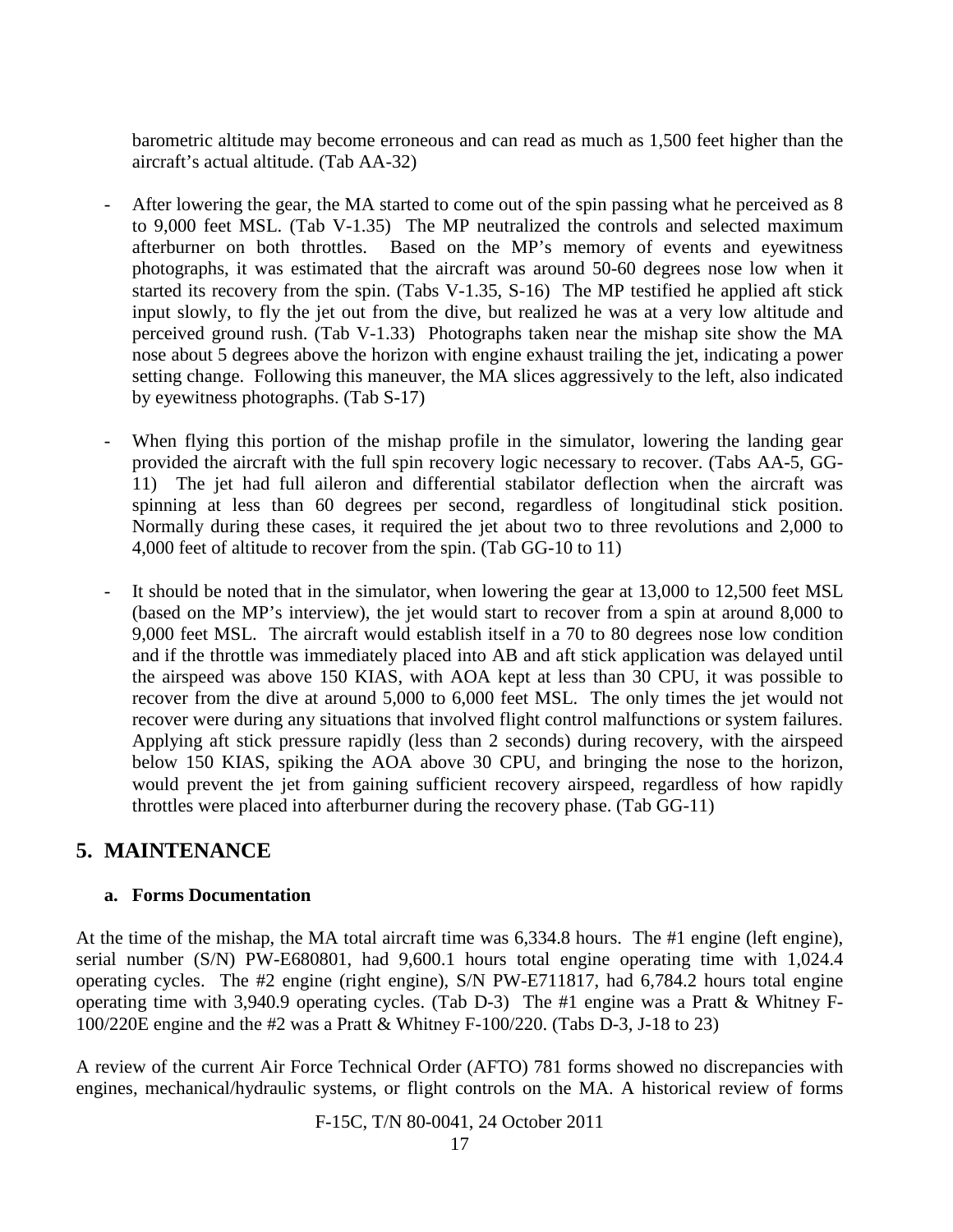barometric altitude may become erroneous and can read as much as 1,500 feet higher than the aircraft's actual altitude. (Tab AA-32)

- After lowering the gear, the MA started to come out of the spin passing what he perceived as 8 to 9,000 feet MSL. (Tab V-1.35) The MP neutralized the controls and selected maximum afterburner on both throttles. Based on the MP's memory of events and eyewitness photographs, it was estimated that the aircraft was around 50-60 degrees nose low when it started its recovery from the spin. (Tabs V-1.35, S-16) The MP testified he applied aft stick input slowly, to fly the jet out from the dive, but realized he was at a very low altitude and perceived ground rush. (Tab V-1.33) Photographs taken near the mishap site show the MA nose about 5 degrees above the horizon with engine exhaust trailing the jet, indicating a power setting change. Following this maneuver, the MA slices aggressively to the left, also indicated by eyewitness photographs. (Tab S-17)

- When flying this portion of the mishap profile in the simulator, lowering the landing gear provided the aircraft with the full spin recovery logic necessary to recover. (Tabs AA-5, GG-11) The jet had full aileron and differential stabilator deflection when the aircraft was spinning at less than 60 degrees per second, regardless of longitudinal stick position. Normally during these cases, it required the jet about two to three revolutions and 2,000 to 4,000 feet of altitude to recover from the spin. (Tab GG-10 to 11)

- It should be noted that in the simulator, when lowering the gear at 13,000 to 12,500 feet MSL (based on the MP's interview), the jet would start to recover from a spin at around 8,000 to 9,000 feet MSL. The aircraft would establish itself in a 70 to 80 degrees nose low condition and if the throttle was immediately placed into AB and aft stick application was delayed until the airspeed was above 150 KIAS, with AOA kept at less than 30 CPU, it was possible to recover from the dive at around 5,000 to 6,000 feet MSL. The only times the jet would not recover were during any situations that involved flight control malfunctions or system failures. Applying aft stick pressure rapidly (less than 2 seconds) during recovery, with the airspeed below 150 KIAS, spiking the AOA above 30 CPU, and bringing the nose to the horizon, would prevent the jet from gaining sufficient recovery airspeed, regardless of how rapidly throttles were placed into afterburner during the recovery phase. (Tab GG-11)

## 5. MAINTENANCE

### a. Forms Documentation

At the time of the mishap, the MA total aircraft time was 6,334.8 hours. The #1 engine (left engine), serial number (S/N) PW-E680801, had 9,600.1 hours total engine operating time with 1,024.4 operating cycles. The #2 engine (right engine), S/N PW-E711817, had 6,784.2 hours total engine operating time with 3,940.9 operating cycles. (Tab D-3) The #1 engine was a Pratt & Whitney F-100/220E engine and the #2 was a Pratt & Whitney F-100/220. (Tabs D-3, J-18 to 23)

A review of the current Air Force Technical Order (AFTO) 781 forms showed no discrepancies with engines, mechanical/hydraulic systems, or flight controls on the MA. A historical review of forms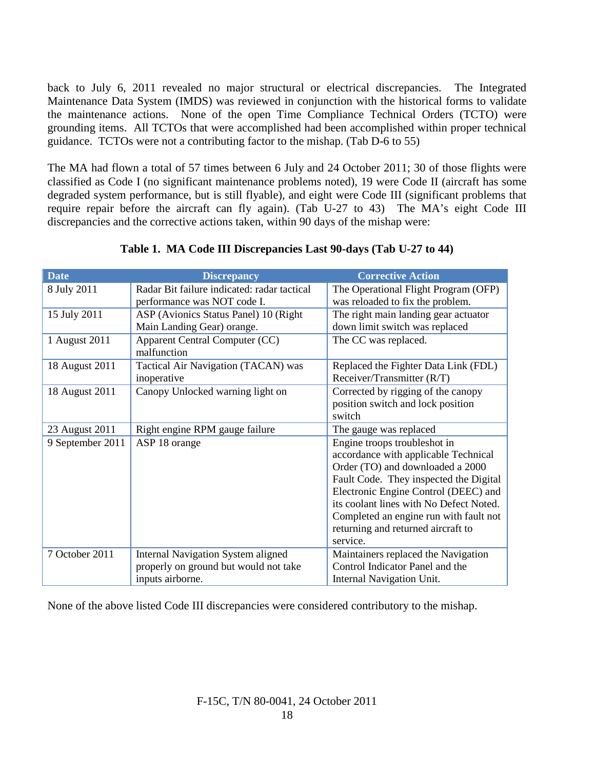back to July 6, 2011 revealed no major structural or electrical discrepancies. The Integrated Maintenance Data System (IMDS) was reviewed in conjunction with the historical forms to validate the maintenance actions. None of the open Time Compliance Technical Orders (TCTO) were grounding items. All TCTOs that were accomplished had been accomplished within proper technical guidance. TCTOs were not a contributing factor to the mishap. (Tab D-6 to 55)

The MA had flown a total of 57 times between 6 July and 24 October 2011; 30 of those flights were classified as Code I (no significant maintenance problems noted), 19 were Code II (aircraft has some degraded system performance, but is still flyable), and eight were Code III (significant problems that require repair before the aircraft can fly again). (Tab U-27 to 43) The MA's eight Code III discrepancies and the corrective actions taken, within 90 days of the mishap were:

**Table 1. MA Code III Discrepancies Last 90-days (Tab U-27 to 44)**

| Date | Discrepancy | Corrective Action |
|---|---|---|
| 8 July 2011 | Radar Bit failure indicated: radar tactical performance was NOT code I. | The Operational Flight Program (OFP) was reloaded to fix the problem. |
| 15 July 2011 | ASP (Avionics Status Panel) 10 (Right Main Landing Gear) orange. | The right main landing gear actuator down limit switch was replaced |
| 1 August 2011 | Apparent Central Computer (CC) malfunction | The CC was replaced. |
| 18 August 2011 | Tactical Air Navigation (TACAN) was inoperative | Replaced the Fighter Data Link (FDL) Receiver/Transmitter (R/T) |
| 18 August 2011 | Canopy Unlocked warning light on | Corrected by rigging of the canopy position switch and lock position switch |
| 23 August 2011 | Right engine RPM gauge failure | The gauge was replaced |
| 9 September 2011 | ASP 18 orange | Engine troops troubleshot in accordance with applicable Technical Order (TO) and downloaded a 2000 Fault Code. They inspected the Digital Electronic Engine Control (DEEC) and its coolant lines with No Defect Noted. Completed an engine run with fault not returning and returned aircraft to service. |
| 7 October 2011 | Internal Navigation System aligned properly on ground but would not take inputs airborne. | Maintainers replaced the Navigation Control Indicator Panel and the Internal Navigation Unit. |

None of the above listed Code III discrepancies were considered contributory to the mishap.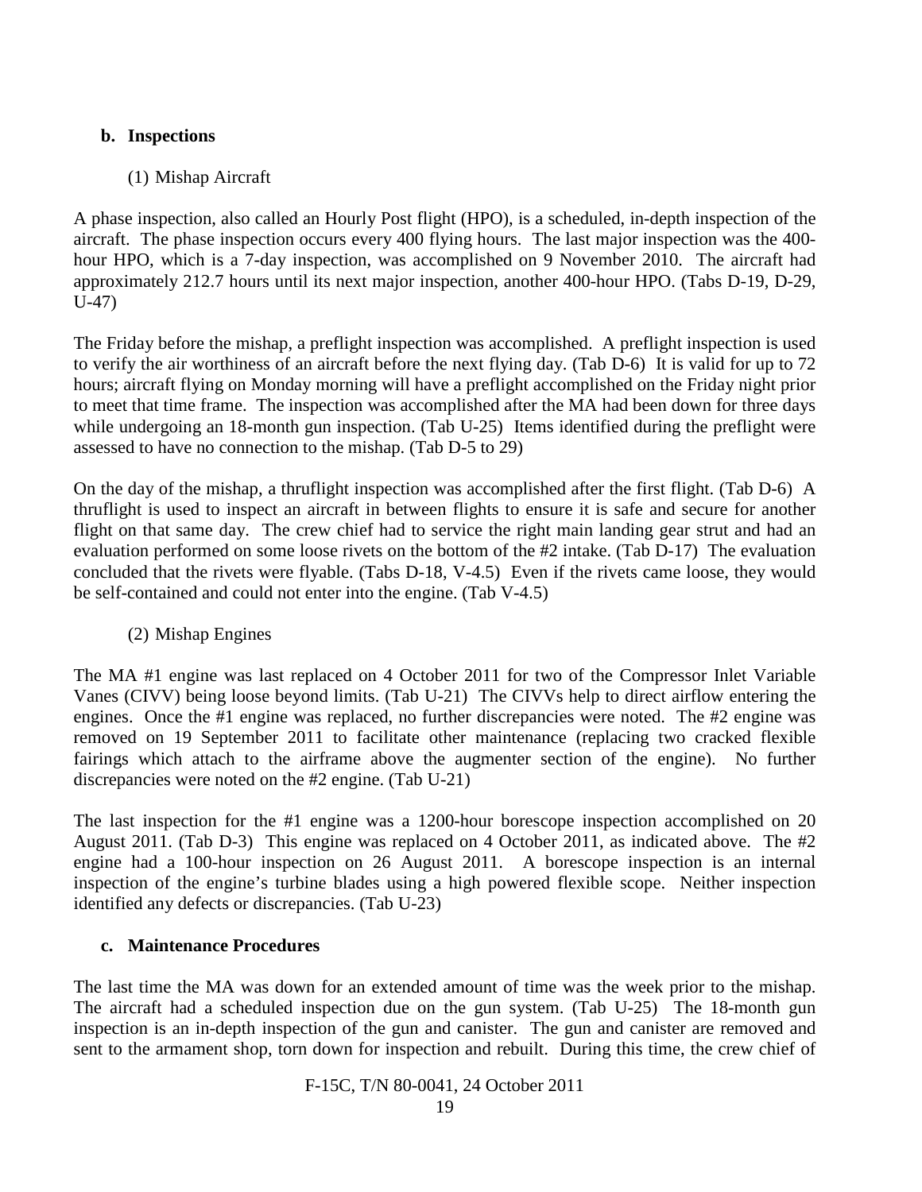**b. Inspections**

(1) Mishap Aircraft

A phase inspection, also called an Hourly Post flight (HPO), is a scheduled, in-depth inspection of the aircraft. The phase inspection occurs every 400 flying hours. The last major inspection was the 400-hour HPO, which is a 7-day inspection, was accomplished on 9 November 2010. The aircraft had approximately 212.7 hours until its next major inspection, another 400-hour HPO. (Tabs D-19, D-29, U-47)

The Friday before the mishap, a preflight inspection was accomplished. A preflight inspection is used to verify the air worthiness of an aircraft before the next flying day. (Tab D-6) It is valid for up to 72 hours; aircraft flying on Monday morning will have a preflight accomplished on the Friday night prior to meet that time frame. The inspection was accomplished after the MA had been down for three days while undergoing an 18-month gun inspection. (Tab U-25) Items identified during the preflight were assessed to have no connection to the mishap. (Tab D-5 to 29)

On the day of the mishap, a thruflight inspection was accomplished after the first flight. (Tab D-6) A thruflight is used to inspect an aircraft in between flights to ensure it is safe and secure for another flight on that same day. The crew chief had to service the right main landing gear strut and had an evaluation performed on some loose rivets on the bottom of the #2 intake. (Tab D-17) The evaluation concluded that the rivets were flyable. (Tabs D-18, V-4.5) Even if the rivets came loose, they would be self-contained and could not enter into the engine. (Tab V-4.5)

(2) Mishap Engines

The MA #1 engine was last replaced on 4 October 2011 for two of the Compressor Inlet Variable Vanes (CIVV) being loose beyond limits. (Tab U-21) The CIVVs help to direct airflow entering the engines. Once the #1 engine was replaced, no further discrepancies were noted. The #2 engine was removed on 19 September 2011 to facilitate other maintenance (replacing two cracked flexible fairings which attach to the airframe above the augmenter section of the engine). No further discrepancies were noted on the #2 engine. (Tab U-21)

The last inspection for the #1 engine was a 1200-hour borescope inspection accomplished on 20 August 2011. (Tab D-3) This engine was replaced on 4 October 2011, as indicated above. The #2 engine had a 100-hour inspection on 26 August 2011. A borescope inspection is an internal inspection of the engine's turbine blades using a high powered flexible scope. Neither inspection identified any defects or discrepancies. (Tab U-23)

**c. Maintenance Procedures**

The last time the MA was down for an extended amount of time was the week prior to the mishap. The aircraft had a scheduled inspection due on the gun system. (Tab U-25) The 18-month gun inspection is an in-depth inspection of the gun and canister. The gun and canister are removed and sent to the armament shop, torn down for inspection and rebuilt. During this time, the crew chief of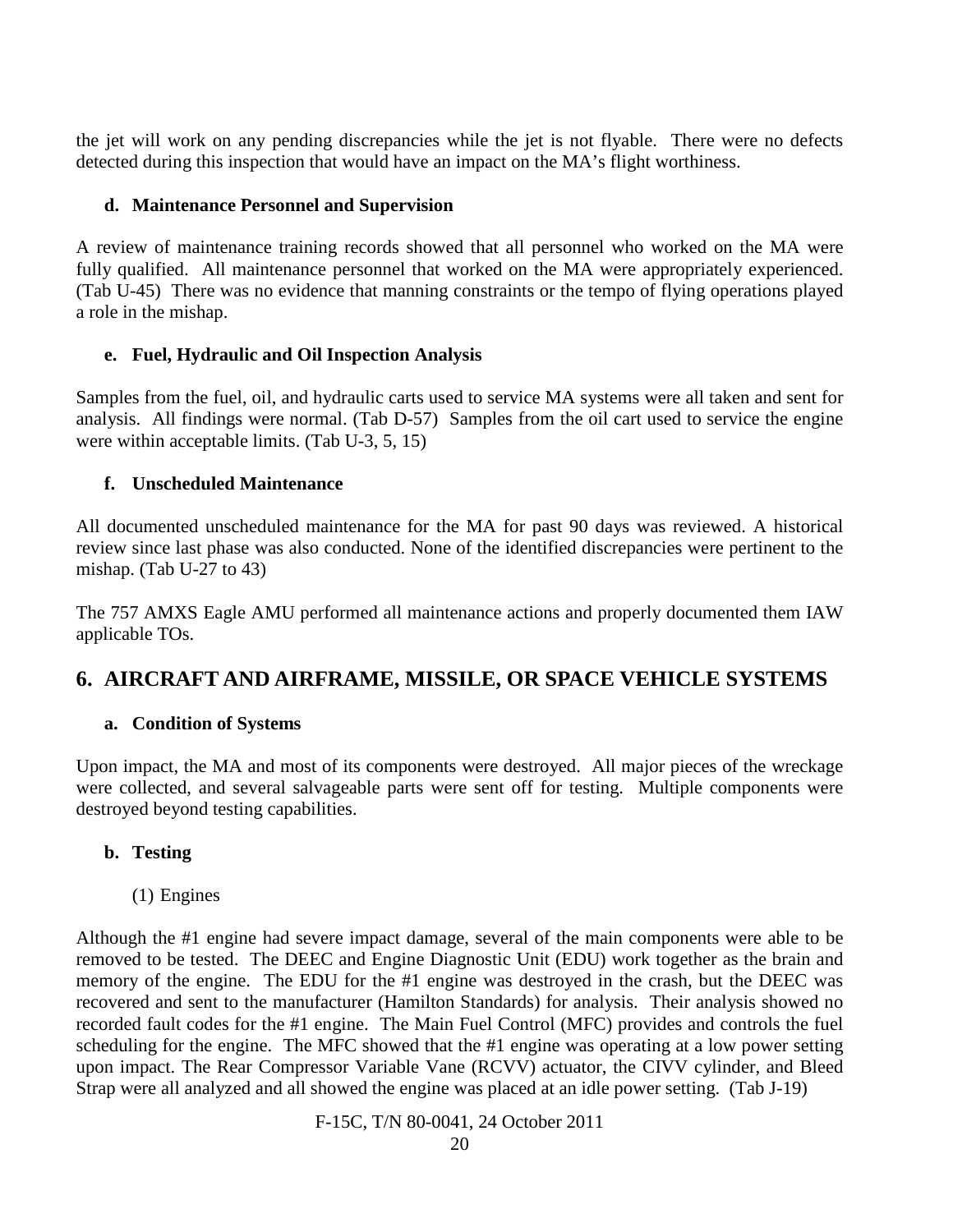the jet will work on any pending discrepancies while the jet is not flyable. There were no defects detected during this inspection that would have an impact on the MA's flight worthiness.

### d. Maintenance Personnel and Supervision

A review of maintenance training records showed that all personnel who worked on the MA were fully qualified. All maintenance personnel that worked on the MA were appropriately experienced. (Tab U-45) There was no evidence that manning constraints or the tempo of flying operations played a role in the mishap.

### e. Fuel, Hydraulic and Oil Inspection Analysis

Samples from the fuel, oil, and hydraulic carts used to service MA systems were all taken and sent for analysis. All findings were normal. (Tab D-57) Samples from the oil cart used to service the engine were within acceptable limits. (Tab U-3, 5, 15)

### f. Unscheduled Maintenance

All documented unscheduled maintenance for the MA for past 90 days was reviewed. A historical review since last phase was also conducted. None of the identified discrepancies were pertinent to the mishap. (Tab U-27 to 43)

The 757 AMXS Eagle AMU performed all maintenance actions and properly documented them IAW applicable TOs.

## 6. AIRCRAFT AND AIRFRAME, MISSILE, OR SPACE VEHICLE SYSTEMS

### a. Condition of Systems

Upon impact, the MA and most of its components were destroyed. All major pieces of the wreckage were collected, and several salvageable parts were sent off for testing. Multiple components were destroyed beyond testing capabilities.

### b. Testing

(1) Engines

Although the #1 engine had severe impact damage, several of the main components were able to be removed to be tested. The DEEC and Engine Diagnostic Unit (EDU) work together as the brain and memory of the engine. The EDU for the #1 engine was destroyed in the crash, but the DEEC was recovered and sent to the manufacturer (Hamilton Standards) for analysis. Their analysis showed no recorded fault codes for the #1 engine. The Main Fuel Control (MFC) provides and controls the fuel scheduling for the engine. The MFC showed that the #1 engine was operating at a low power setting upon impact. The Rear Compressor Variable Vane (RCVV) actuator, the CIVV cylinder, and Bleed Strap were all analyzed and all showed the engine was placed at an idle power setting. (Tab J-19)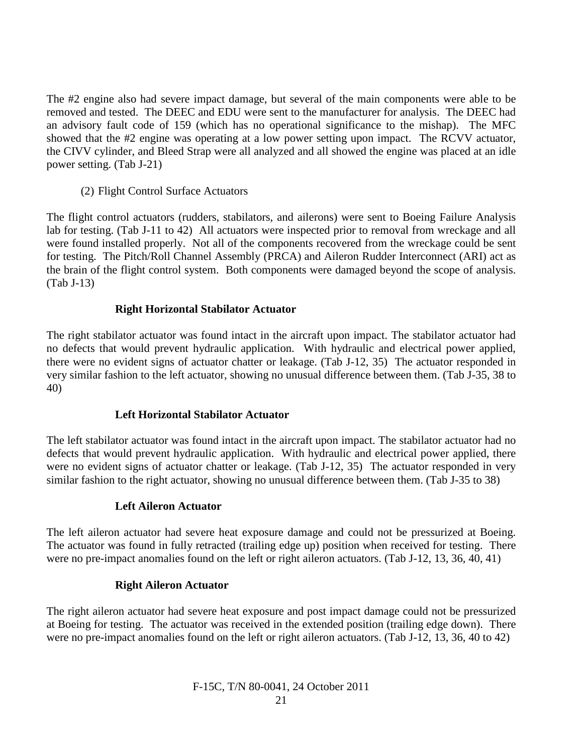The #2 engine also had severe impact damage, but several of the main components were able to be removed and tested. The DEEC and EDU were sent to the manufacturer for analysis. The DEEC had an advisory fault code of 159 (which has no operational significance to the mishap). The MFC showed that the #2 engine was operating at a low power setting upon impact. The RCVV actuator, the CIVV cylinder, and Bleed Strap were all analyzed and all showed the engine was placed at an idle power setting. (Tab J-21)

(2) Flight Control Surface Actuators

The flight control actuators (rudders, stabilators, and ailerons) were sent to Boeing Failure Analysis lab for testing. (Tab J-11 to 42) All actuators were inspected prior to removal from wreckage and all were found installed properly. Not all of the components recovered from the wreckage could be sent for testing. The Pitch/Roll Channel Assembly (PRCA) and Aileron Rudder Interconnect (ARI) act as the brain of the flight control system. Both components were damaged beyond the scope of analysis. (Tab J-13)

**Right Horizontal Stabilator Actuator**

The right stabilator actuator was found intact in the aircraft upon impact. The stabilator actuator had no defects that would prevent hydraulic application. With hydraulic and electrical power applied, there were no evident signs of actuator chatter or leakage. (Tab J-12, 35) The actuator responded in very similar fashion to the left actuator, showing no unusual difference between them. (Tab J-35, 38 to 40)

**Left Horizontal Stabilator Actuator**

The left stabilator actuator was found intact in the aircraft upon impact. The stabilator actuator had no defects that would prevent hydraulic application. With hydraulic and electrical power applied, there were no evident signs of actuator chatter or leakage. (Tab J-12, 35) The actuator responded in very similar fashion to the right actuator, showing no unusual difference between them. (Tab J-35 to 38)

**Left Aileron Actuator**

The left aileron actuator had severe heat exposure damage and could not be pressurized at Boeing. The actuator was found in fully retracted (trailing edge up) position when received for testing. There were no pre-impact anomalies found on the left or right aileron actuators. (Tab J-12, 13, 36, 40, 41)

**Right Aileron Actuator**

The right aileron actuator had severe heat exposure and post impact damage could not be pressurized at Boeing for testing. The actuator was received in the extended position (trailing edge down). There were no pre-impact anomalies found on the left or right aileron actuators. (Tab J-12, 13, 36, 40 to 42)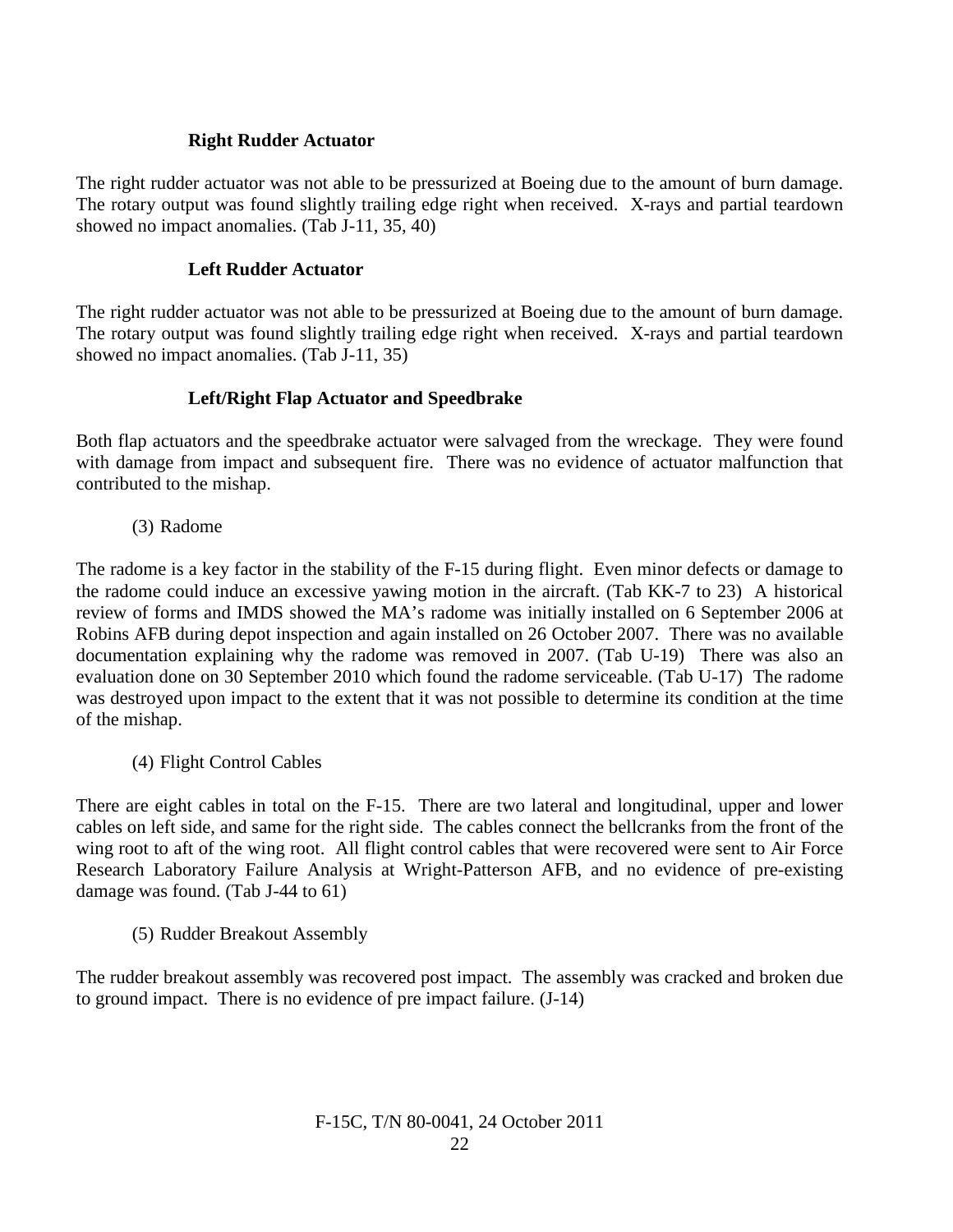**Right Rudder Actuator**

The right rudder actuator was not able to be pressurized at Boeing due to the amount of burn damage. The rotary output was found slightly trailing edge right when received. X-rays and partial teardown showed no impact anomalies. (Tab J-11, 35, 40)

**Left Rudder Actuator**

The right rudder actuator was not able to be pressurized at Boeing due to the amount of burn damage. The rotary output was found slightly trailing edge right when received. X-rays and partial teardown showed no impact anomalies. (Tab J-11, 35)

**Left/Right Flap Actuator and Speedbrake**

Both flap actuators and the speedbrake actuator were salvaged from the wreckage. They were found with damage from impact and subsequent fire. There was no evidence of actuator malfunction that contributed to the mishap.

(3) Radome

The radome is a key factor in the stability of the F-15 during flight. Even minor defects or damage to the radome could induce an excessive yawing motion in the aircraft. (Tab KK-7 to 23) A historical review of forms and IMDS showed the MA's radome was initially installed on 6 September 2006 at Robins AFB during depot inspection and again installed on 26 October 2007. There was no available documentation explaining why the radome was removed in 2007. (Tab U-19) There was also an evaluation done on 30 September 2010 which found the radome serviceable. (Tab U-17) The radome was destroyed upon impact to the extent that it was not possible to determine its condition at the time of the mishap.

(4) Flight Control Cables

There are eight cables in total on the F-15. There are two lateral and longitudinal, upper and lower cables on left side, and same for the right side. The cables connect the bellcranks from the front of the wing root to aft of the wing root. All flight control cables that were recovered were sent to Air Force Research Laboratory Failure Analysis at Wright-Patterson AFB, and no evidence of pre-existing damage was found. (Tab J-44 to 61)

(5) Rudder Breakout Assembly

The rudder breakout assembly was recovered post impact. The assembly was cracked and broken due to ground impact. There is no evidence of pre impact failure. (J-14)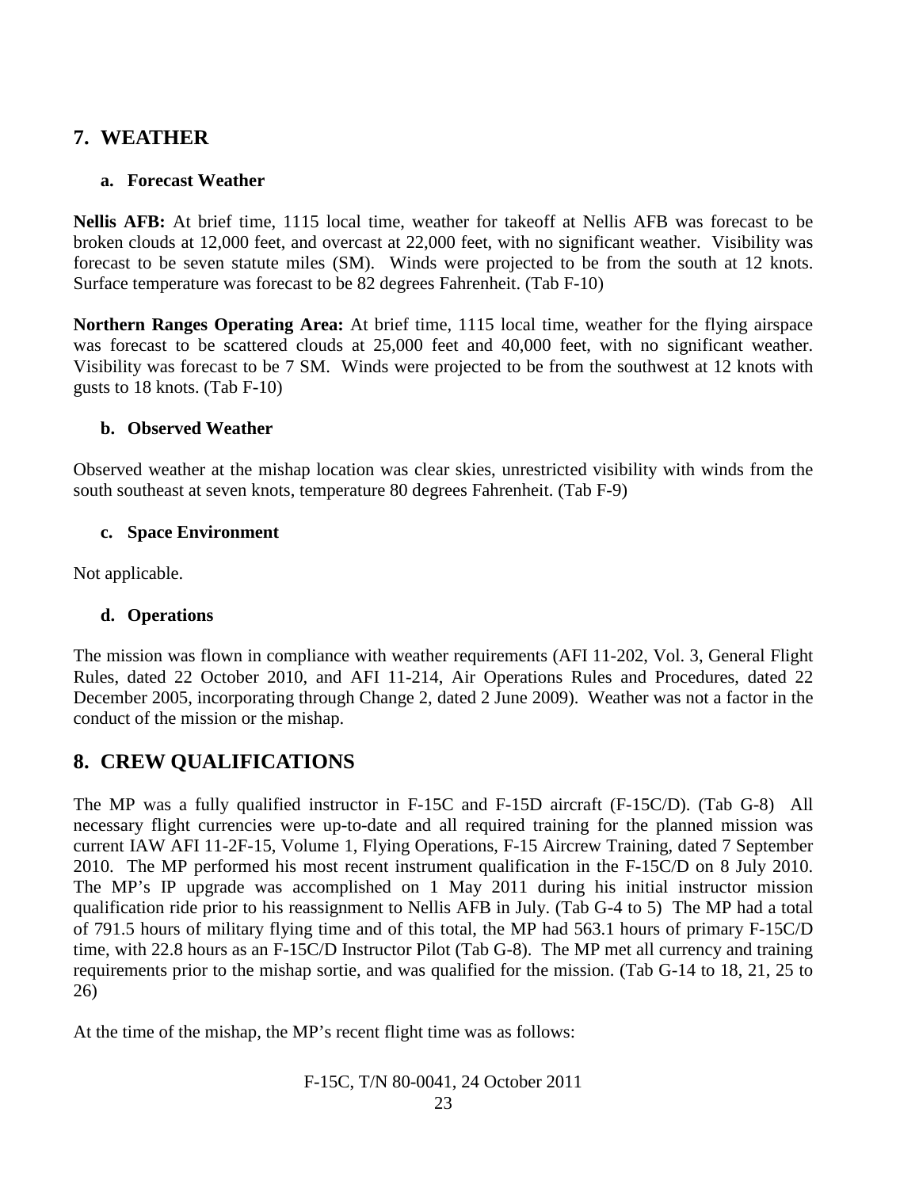## 7. WEATHER

### a. Forecast Weather

**Nellis AFB:** At brief time, 1115 local time, weather for takeoff at Nellis AFB was forecast to be broken clouds at 12,000 feet, and overcast at 22,000 feet, with no significant weather. Visibility was forecast to be seven statute miles (SM). Winds were projected to be from the south at 12 knots. Surface temperature was forecast to be 82 degrees Fahrenheit. (Tab F-10)

**Northern Ranges Operating Area:** At brief time, 1115 local time, weather for the flying airspace was forecast to be scattered clouds at 25,000 feet and 40,000 feet, with no significant weather. Visibility was forecast to be 7 SM. Winds were projected to be from the southwest at 12 knots with gusts to 18 knots. (Tab F-10)

### b. Observed Weather

Observed weather at the mishap location was clear skies, unrestricted visibility with winds from the south southeast at seven knots, temperature 80 degrees Fahrenheit. (Tab F-9)

### c. Space Environment

Not applicable.

### d. Operations

The mission was flown in compliance with weather requirements (AFI 11-202, Vol. 3, General Flight Rules, dated 22 October 2010, and AFI 11-214, Air Operations Rules and Procedures, dated 22 December 2005, incorporating through Change 2, dated 2 June 2009). Weather was not a factor in the conduct of the mission or the mishap.

## 8. CREW QUALIFICATIONS

The MP was a fully qualified instructor in F-15C and F-15D aircraft (F-15C/D). (Tab G-8) All necessary flight currencies were up-to-date and all required training for the planned mission was current IAW AFI 11-2F-15, Volume 1, Flying Operations, F-15 Aircrew Training, dated 7 September 2010. The MP performed his most recent instrument qualification in the F-15C/D on 8 July 2010. The MP's IP upgrade was accomplished on 1 May 2011 during his initial instructor mission qualification ride prior to his reassignment to Nellis AFB in July. (Tab G-4 to 5) The MP had a total of 791.5 hours of military flying time and of this total, the MP had 563.1 hours of primary F-15C/D time, with 22.8 hours as an F-15C/D Instructor Pilot (Tab G-8). The MP met all currency and training requirements prior to the mishap sortie, and was qualified for the mission. (Tab G-14 to 18, 21, 25 to 26)

At the time of the mishap, the MP's recent flight time was as follows: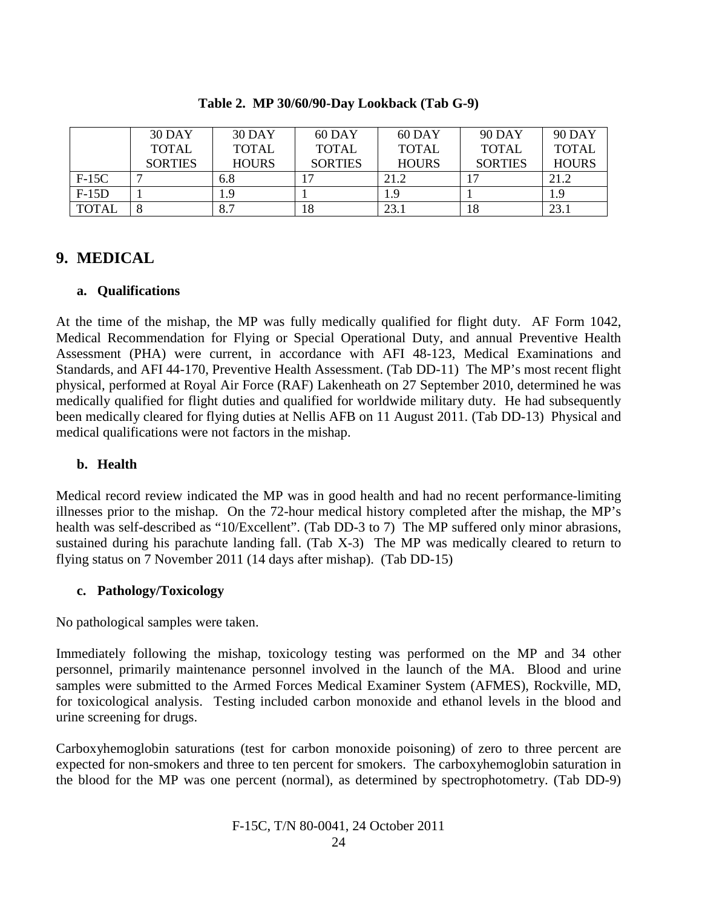**Table 2. MP 30/60/90-Day Lookback (Tab G-9)**

| | 30 DAY TOTAL SORTIES | 30 DAY TOTAL HOURS | 60 DAY TOTAL SORTIES | 60 DAY TOTAL HOURS | 90 DAY TOTAL SORTIES | 90 DAY TOTAL HOURS |
|---|---|---|---|---|---|---|
| F-15C | 7 | 6.8 | 17 | 21.2 | 17 | 21.2 |
| F-15D | 1 | 1.9 | 1 | 1.9 | 1 | 1.9 |
| TOTAL | 8 | 8.7 | 18 | 23.1 | 18 | 23.1 |

## 9. MEDICAL

### a. Qualifications

At the time of the mishap, the MP was fully medically qualified for flight duty. AF Form 1042, Medical Recommendation for Flying or Special Operational Duty, and annual Preventive Health Assessment (PHA) were current, in accordance with AFI 48-123, Medical Examinations and Standards, and AFI 44-170, Preventive Health Assessment. (Tab DD-11) The MP's most recent flight physical, performed at Royal Air Force (RAF) Lakenheath on 27 September 2010, determined he was medically qualified for flight duties and qualified for worldwide military duty. He had subsequently been medically cleared for flying duties at Nellis AFB on 11 August 2011. (Tab DD-13) Physical and medical qualifications were not factors in the mishap.

### b. Health

Medical record review indicated the MP was in good health and had no recent performance-limiting illnesses prior to the mishap. On the 72-hour medical history completed after the mishap, the MP's health was self-described as "10/Excellent". (Tab DD-3 to 7) The MP suffered only minor abrasions, sustained during his parachute landing fall. (Tab X-3) The MP was medically cleared to return to flying status on 7 November 2011 (14 days after mishap). (Tab DD-15)

### c. Pathology/Toxicology

No pathological samples were taken.

Immediately following the mishap, toxicology testing was performed on the MP and 34 other personnel, primarily maintenance personnel involved in the launch of the MA. Blood and urine samples were submitted to the Armed Forces Medical Examiner System (AFMES), Rockville, MD, for toxicological analysis. Testing included carbon monoxide and ethanol levels in the blood and urine screening for drugs.

Carboxyhemoglobin saturations (test for carbon monoxide poisoning) of zero to three percent are expected for non-smokers and three to ten percent for smokers. The carboxyhemoglobin saturation in the blood for the MP was one percent (normal), as determined by spectrophotometry. (Tab DD-9)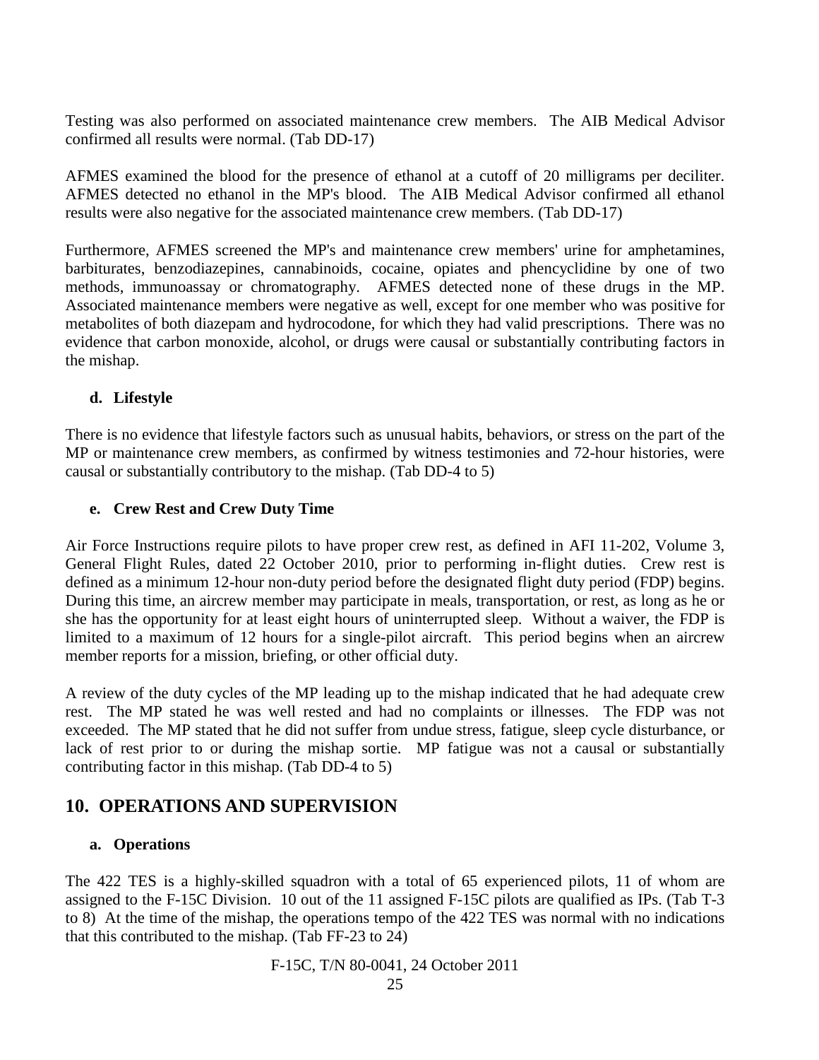Testing was also performed on associated maintenance crew members. The AIB Medical Advisor confirmed all results were normal. (Tab DD-17)

AFMES examined the blood for the presence of ethanol at a cutoff of 20 milligrams per deciliter. AFMES detected no ethanol in the MP's blood. The AIB Medical Advisor confirmed all ethanol results were also negative for the associated maintenance crew members. (Tab DD-17)

Furthermore, AFMES screened the MP's and maintenance crew members' urine for amphetamines, barbiturates, benzodiazepines, cannabinoids, cocaine, opiates and phencyclidine by one of two methods, immunoassay or chromatography. AFMES detected none of these drugs in the MP. Associated maintenance members were negative as well, except for one member who was positive for metabolites of both diazepam and hydrocodone, for which they had valid prescriptions. There was no evidence that carbon monoxide, alcohol, or drugs were causal or substantially contributing factors in the mishap.

### d. Lifestyle

There is no evidence that lifestyle factors such as unusual habits, behaviors, or stress on the part of the MP or maintenance crew members, as confirmed by witness testimonies and 72-hour histories, were causal or substantially contributory to the mishap. (Tab DD-4 to 5)

### e. Crew Rest and Crew Duty Time

Air Force Instructions require pilots to have proper crew rest, as defined in AFI 11-202, Volume 3, General Flight Rules, dated 22 October 2010, prior to performing in-flight duties. Crew rest is defined as a minimum 12-hour non-duty period before the designated flight duty period (FDP) begins. During this time, an aircrew member may participate in meals, transportation, or rest, as long as he or she has the opportunity for at least eight hours of uninterrupted sleep. Without a waiver, the FDP is limited to a maximum of 12 hours for a single-pilot aircraft. This period begins when an aircrew member reports for a mission, briefing, or other official duty.

A review of the duty cycles of the MP leading up to the mishap indicated that he had adequate crew rest. The MP stated he was well rested and had no complaints or illnesses. The FDP was not exceeded. The MP stated that he did not suffer from undue stress, fatigue, sleep cycle disturbance, or lack of rest prior to or during the mishap sortie. MP fatigue was not a causal or substantially contributing factor in this mishap. (Tab DD-4 to 5)

## 10. OPERATIONS AND SUPERVISION

### a. Operations

The 422 TES is a highly-skilled squadron with a total of 65 experienced pilots, 11 of whom are assigned to the F-15C Division. 10 out of the 11 assigned F-15C pilots are qualified as IPs. (Tab T-3 to 8) At the time of the mishap, the operations tempo of the 422 TES was normal with no indications that this contributed to the mishap. (Tab FF-23 to 24)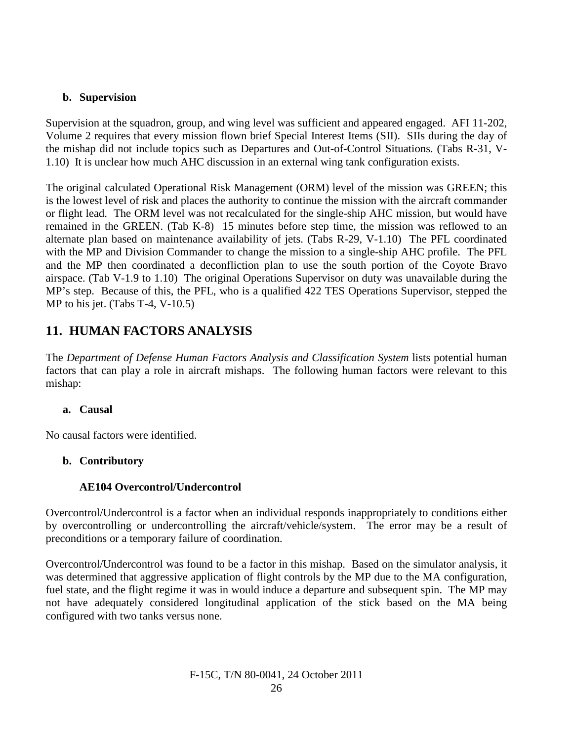### b. Supervision

Supervision at the squadron, group, and wing level was sufficient and appeared engaged. AFI 11-202, Volume 2 requires that every mission flown brief Special Interest Items (SII). SIIs during the day of the mishap did not include topics such as Departures and Out-of-Control Situations. (Tabs R-31, V-1.10) It is unclear how much AHC discussion in an external wing tank configuration exists.

The original calculated Operational Risk Management (ORM) level of the mission was GREEN; this is the lowest level of risk and places the authority to continue the mission with the aircraft commander or flight lead. The ORM level was not recalculated for the single-ship AHC mission, but would have remained in the GREEN. (Tab K-8) 15 minutes before step time, the mission was reflowed to an alternate plan based on maintenance availability of jets. (Tabs R-29, V-1.10) The PFL coordinated with the MP and Division Commander to change the mission to a single-ship AHC profile. The PFL and the MP then coordinated a deconfliction plan to use the south portion of the Coyote Bravo airspace. (Tab V-1.9 to 1.10) The original Operations Supervisor on duty was unavailable during the MP's step. Because of this, the PFL, who is a qualified 422 TES Operations Supervisor, stepped the MP to his jet. (Tabs T-4, V-10.5)

## 11. HUMAN FACTORS ANALYSIS

The *Department of Defense Human Factors Analysis and Classification System* lists potential human factors that can play a role in aircraft mishaps. The following human factors were relevant to this mishap:

### a. Causal

No causal factors were identified.

### b. Contributory

#### AE104 Overcontrol/Undercontrol

Overcontrol/Undercontrol is a factor when an individual responds inappropriately to conditions either by overcontrolling or undercontrolling the aircraft/vehicle/system. The error may be a result of preconditions or a temporary failure of coordination.

Overcontrol/Undercontrol was found to be a factor in this mishap. Based on the simulator analysis, it was determined that aggressive application of flight controls by the MP due to the MA configuration, fuel state, and the flight regime it was in would induce a departure and subsequent spin. The MP may not have adequately considered longitudinal application of the stick based on the MA being configured with two tanks versus none.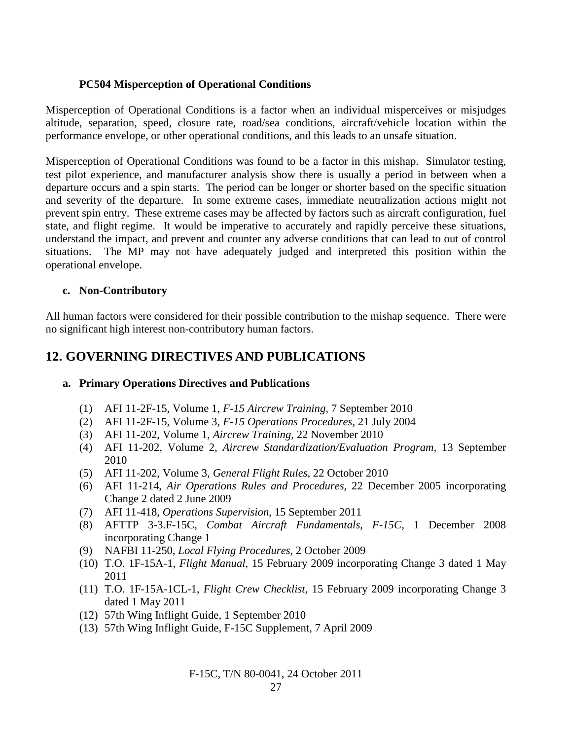**PC504 Misperception of Operational Conditions**

Misperception of Operational Conditions is a factor when an individual misperceives or misjudges altitude, separation, speed, closure rate, road/sea conditions, aircraft/vehicle location within the performance envelope, or other operational conditions, and this leads to an unsafe situation.

Misperception of Operational Conditions was found to be a factor in this mishap. Simulator testing, test pilot experience, and manufacturer analysis show there is usually a period in between when a departure occurs and a spin starts. The period can be longer or shorter based on the specific situation and severity of the departure. In some extreme cases, immediate neutralization actions might not prevent spin entry. These extreme cases may be affected by factors such as aircraft configuration, fuel state, and flight regime. It would be imperative to accurately and rapidly perceive these situations, understand the impact, and prevent and counter any adverse conditions that can lead to out of control situations. The MP may not have adequately judged and interpreted this position within the operational envelope.

**c. Non-Contributory**

All human factors were considered for their possible contribution to the mishap sequence. There were no significant high interest non-contributory human factors.

## 12. GOVERNING DIRECTIVES AND PUBLICATIONS

**a. Primary Operations Directives and Publications**

(1) AFI 11-2F-15, Volume 1, *F-15 Aircrew Training*, 7 September 2010
(2) AFI 11-2F-15, Volume 3, *F-15 Operations Procedures*, 21 July 2004
(3) AFI 11-202, Volume 1, *Aircrew Training*, 22 November 2010
(4) AFI 11-202, Volume 2, *Aircrew Standardization/Evaluation Program*, 13 September 2010
(5) AFI 11-202, Volume 3, *General Flight Rules*, 22 October 2010
(6) AFI 11-214, *Air Operations Rules and Procedures*, 22 December 2005 incorporating Change 2 dated 2 June 2009
(7) AFI 11-418, *Operations Supervision*, 15 September 2011
(8) AFTTP 3-3.F-15C, *Combat Aircraft Fundamentals, F-15C*, 1 December 2008 incorporating Change 1
(9) NAFBI 11-250, *Local Flying Procedures*, 2 October 2009
(10) T.O. 1F-15A-1, *Flight Manual*, 15 February 2009 incorporating Change 3 dated 1 May 2011
(11) T.O. 1F-15A-1CL-1, *Flight Crew Checklist*, 15 February 2009 incorporating Change 3 dated 1 May 2011
(12) 57th Wing Inflight Guide, 1 September 2010
(13) 57th Wing Inflight Guide, F-15C Supplement, 7 April 2009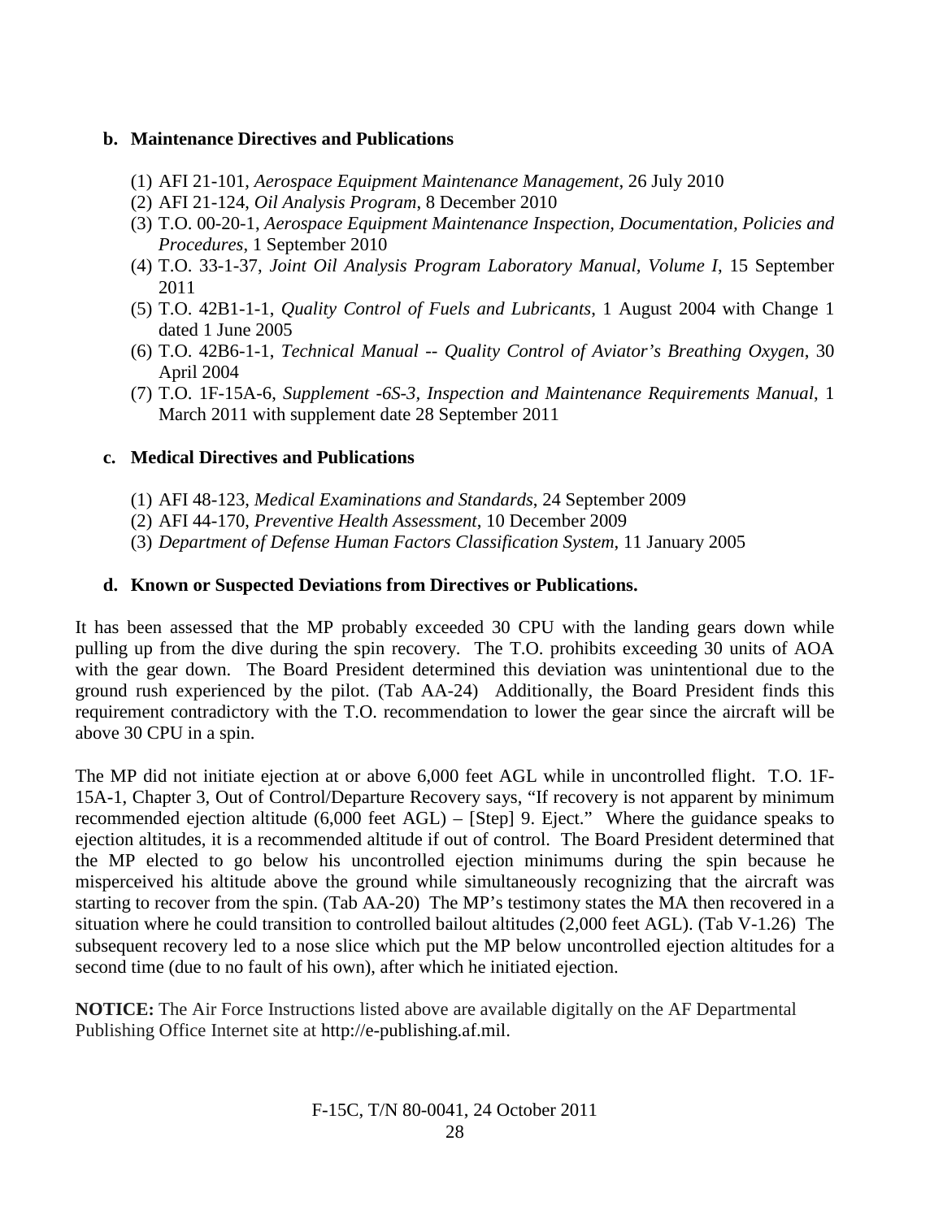**b. Maintenance Directives and Publications**

(1) AFI 21-101, *Aerospace Equipment Maintenance Management*, 26 July 2010
(2) AFI 21-124, *Oil Analysis Program*, 8 December 2010
(3) T.O. 00-20-1, *Aerospace Equipment Maintenance Inspection, Documentation, Policies and Procedures*, 1 September 2010
(4) T.O. 33-1-37, *Joint Oil Analysis Program Laboratory Manual, Volume I*, 15 September 2011
(5) T.O. 42B1-1-1, *Quality Control of Fuels and Lubricants*, 1 August 2004 with Change 1 dated 1 June 2005
(6) T.O. 42B6-1-1, *Technical Manual -- Quality Control of Aviator's Breathing Oxygen*, 30 April 2004
(7) T.O. 1F-15A-6, *Supplement -6S-3, Inspection and Maintenance Requirements Manual*, 1 March 2011 with supplement date 28 September 2011

**c. Medical Directives and Publications**

(1) AFI 48-123, *Medical Examinations and Standards*, 24 September 2009
(2) AFI 44-170, *Preventive Health Assessment*, 10 December 2009
(3) *Department of Defense Human Factors Classification System*, 11 January 2005

**d. Known or Suspected Deviations from Directives or Publications.**

It has been assessed that the MP probably exceeded 30 CPU with the landing gears down while pulling up from the dive during the spin recovery. The T.O. prohibits exceeding 30 units of AOA with the gear down. The Board President determined this deviation was unintentional due to the ground rush experienced by the pilot. (Tab AA-24) Additionally, the Board President finds this requirement contradictory with the T.O. recommendation to lower the gear since the aircraft will be above 30 CPU in a spin.

The MP did not initiate ejection at or above 6,000 feet AGL while in uncontrolled flight. T.O. 1F-15A-1, Chapter 3, Out of Control/Departure Recovery says, "If recovery is not apparent by minimum recommended ejection altitude (6,000 feet AGL) – [Step] 9. Eject." Where the guidance speaks to ejection altitudes, it is a recommended altitude if out of control. The Board President determined that the MP elected to go below his uncontrolled ejection minimums during the spin because he misperceived his altitude above the ground while simultaneously recognizing that the aircraft was starting to recover from the spin. (Tab AA-20) The MP's testimony states the MA then recovered in a situation where he could transition to controlled bailout altitudes (2,000 feet AGL). (Tab V-1.26) The subsequent recovery led to a nose slice which put the MP below uncontrolled ejection altitudes for a second time (due to no fault of his own), after which he initiated ejection.

**NOTICE:** The Air Force Instructions listed above are available digitally on the AF Departmental Publishing Office Internet site at http://e-publishing.af.mil.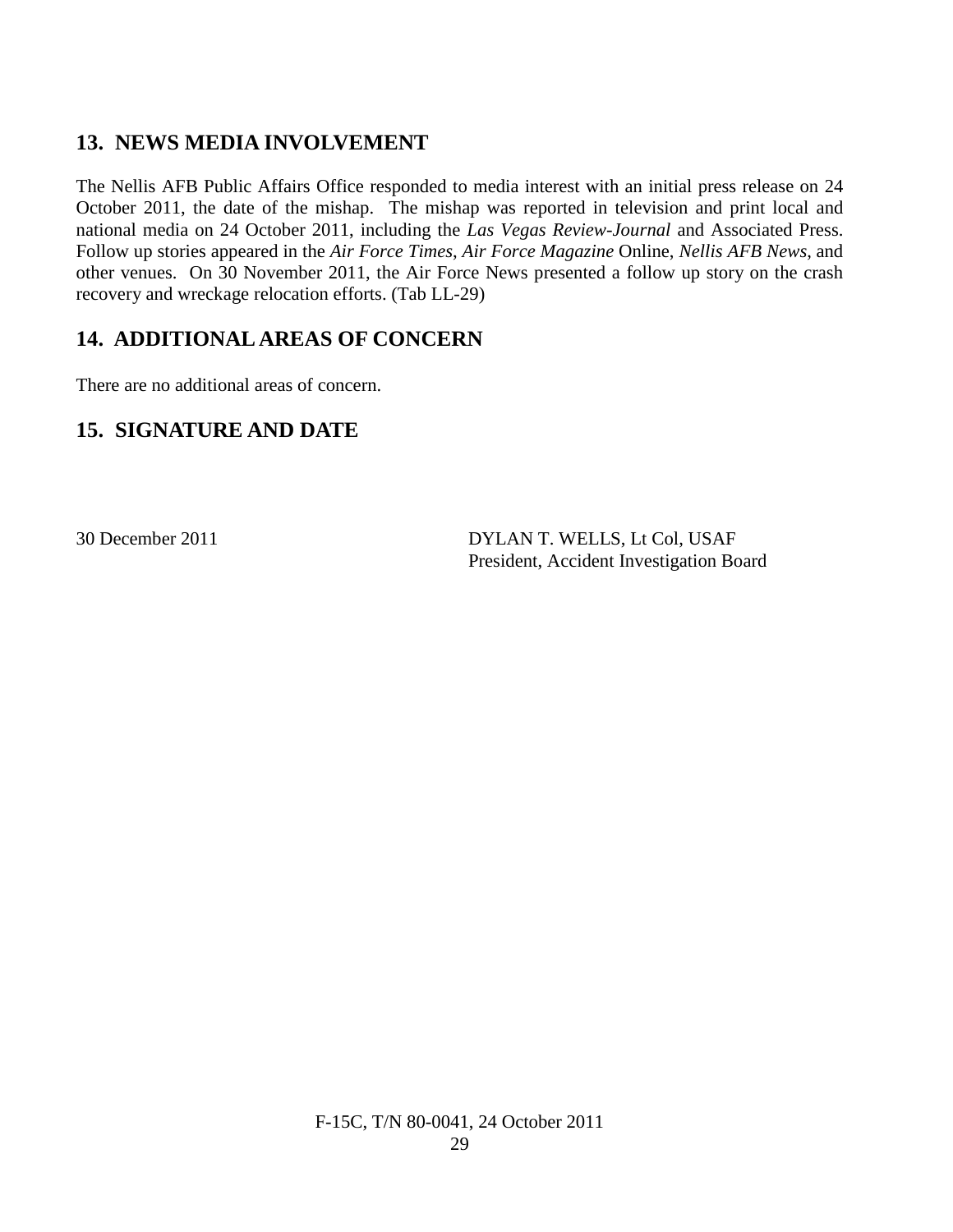## 13. NEWS MEDIA INVOLVEMENT

The Nellis AFB Public Affairs Office responded to media interest with an initial press release on 24 October 2011, the date of the mishap. The mishap was reported in television and print local and national media on 24 October 2011, including the *Las Vegas Review-Journal* and Associated Press. Follow up stories appeared in the *Air Force Times*, *Air Force Magazine* Online, *Nellis AFB News*, and other venues. On 30 November 2011, the Air Force News presented a follow up story on the crash recovery and wreckage relocation efforts. (Tab LL-29)

## 14. ADDITIONAL AREAS OF CONCERN

There are no additional areas of concern.

## 15. SIGNATURE AND DATE

30 December 2011

DYLAN T. WELLS, Lt Col, USAF
President, Accident Investigation Board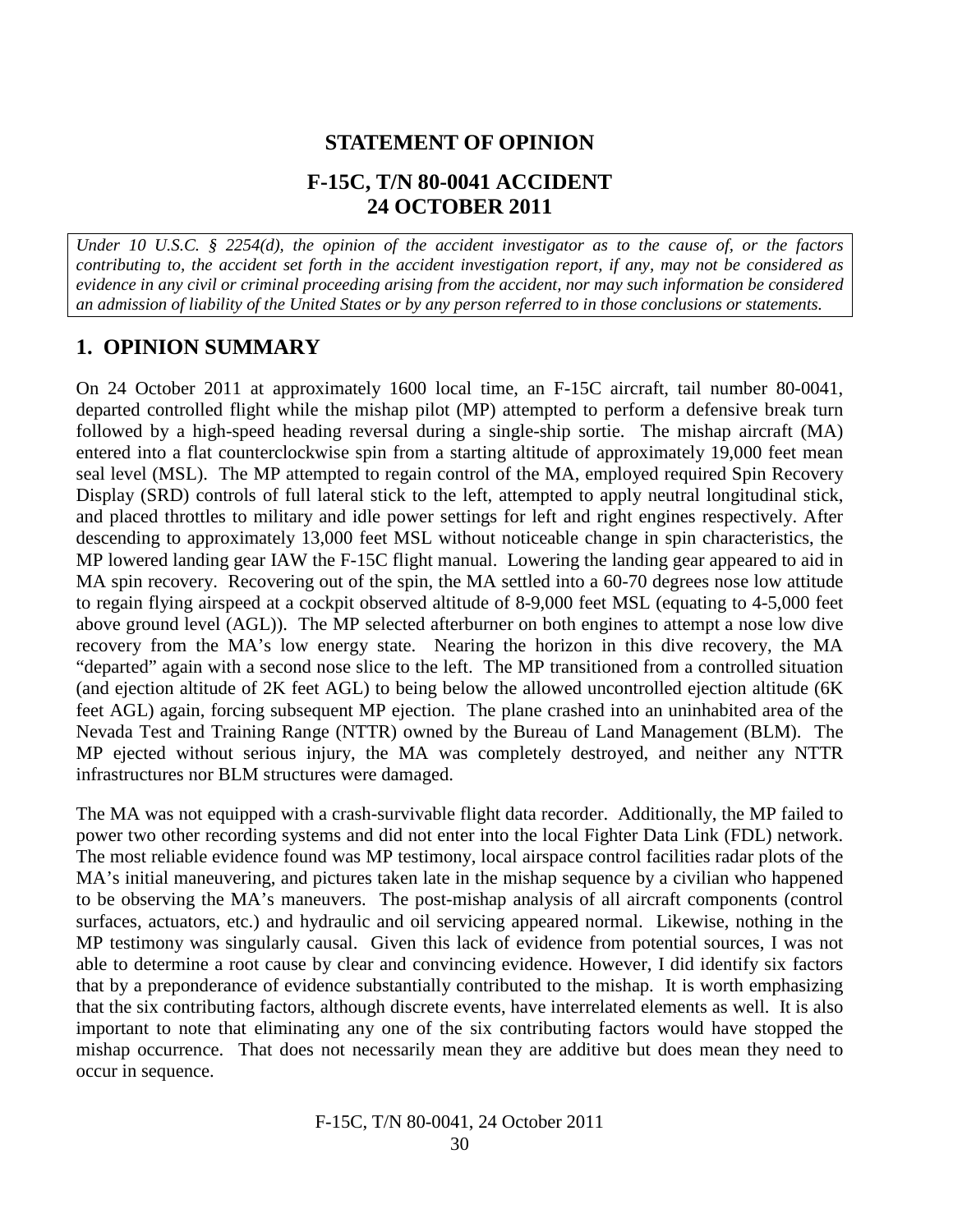# STATEMENT OF OPINION

## F-15C, T/N 80-0041 ACCIDENT
## 24 OCTOBER 2011

*Under 10 U.S.C. § 2254(d), the opinion of the accident investigator as to the cause of, or the factors contributing to, the accident set forth in the accident investigation report, if any, may not be considered as evidence in any civil or criminal proceeding arising from the accident, nor may such information be considered an admission of liability of the United States or by any person referred to in those conclusions or statements.*

## 1. OPINION SUMMARY

On 24 October 2011 at approximately 1600 local time, an F-15C aircraft, tail number 80-0041, departed controlled flight while the mishap pilot (MP) attempted to perform a defensive break turn followed by a high-speed heading reversal during a single-ship sortie. The mishap aircraft (MA) entered into a flat counterclockwise spin from a starting altitude of approximately 19,000 feet mean seal level (MSL). The MP attempted to regain control of the MA, employed required Spin Recovery Display (SRD) controls of full lateral stick to the left, attempted to apply neutral longitudinal stick, and placed throttles to military and idle power settings for left and right engines respectively. After descending to approximately 13,000 feet MSL without noticeable change in spin characteristics, the MP lowered landing gear IAW the F-15C flight manual. Lowering the landing gear appeared to aid in MA spin recovery. Recovering out of the spin, the MA settled into a 60-70 degrees nose low attitude to regain flying airspeed at a cockpit observed altitude of 8-9,000 feet MSL (equating to 4-5,000 feet above ground level (AGL)). The MP selected afterburner on both engines to attempt a nose low dive recovery from the MA's low energy state. Nearing the horizon in this dive recovery, the MA "departed" again with a second nose slice to the left. The MP transitioned from a controlled situation (and ejection altitude of 2K feet AGL) to being below the allowed uncontrolled ejection altitude (6K feet AGL) again, forcing subsequent MP ejection. The plane crashed into an uninhabited area of the Nevada Test and Training Range (NTTR) owned by the Bureau of Land Management (BLM). The MP ejected without serious injury, the MA was completely destroyed, and neither any NTTR infrastructures nor BLM structures were damaged.

The MA was not equipped with a crash-survivable flight data recorder. Additionally, the MP failed to power two other recording systems and did not enter into the local Fighter Data Link (FDL) network. The most reliable evidence found was MP testimony, local airspace control facilities radar plots of the MA's initial maneuvering, and pictures taken late in the mishap sequence by a civilian who happened to be observing the MA's maneuvers. The post-mishap analysis of all aircraft components (control surfaces, actuators, etc.) and hydraulic and oil servicing appeared normal. Likewise, nothing in the MP testimony was singularly causal. Given this lack of evidence from potential sources, I was not able to determine a root cause by clear and convincing evidence. However, I did identify six factors that by a preponderance of evidence substantially contributed to the mishap. It is worth emphasizing that the six contributing factors, although discrete events, have interrelated elements as well. It is also important to note that eliminating any one of the six contributing factors would have stopped the mishap occurrence. That does not necessarily mean they are additive but does mean they need to occur in sequence.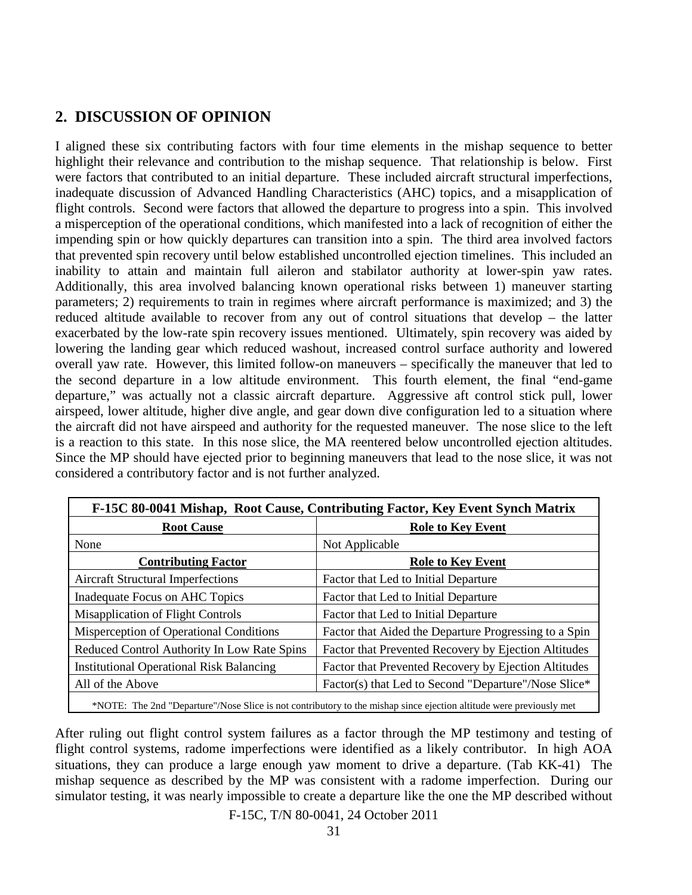## 2. DISCUSSION OF OPINION

I aligned these six contributing factors with four time elements in the mishap sequence to better highlight their relevance and contribution to the mishap sequence. That relationship is below. First were factors that contributed to an initial departure. These included aircraft structural imperfections, inadequate discussion of Advanced Handling Characteristics (AHC) topics, and a misapplication of flight controls. Second were factors that allowed the departure to progress into a spin. This involved a misperception of the operational conditions, which manifested into a lack of recognition of either the impending spin or how quickly departures can transition into a spin. The third area involved factors that prevented spin recovery until below established uncontrolled ejection timelines. This included an inability to attain and maintain full aileron and stabilator authority at lower-spin yaw rates. Additionally, this area involved balancing known operational risks between 1) maneuver starting parameters; 2) requirements to train in regimes where aircraft performance is maximized; and 3) the reduced altitude available to recover from any out of control situations that develop – the latter exacerbated by the low-rate spin recovery issues mentioned. Ultimately, spin recovery was aided by lowering the landing gear which reduced washout, increased control surface authority and lowered overall yaw rate. However, this limited follow-on maneuvers – specifically the maneuver that led to the second departure in a low altitude environment. This fourth element, the final "end-game departure," was actually not a classic aircraft departure. Aggressive aft control stick pull, lower airspeed, lower altitude, higher dive angle, and gear down dive configuration led to a situation where the aircraft did not have airspeed and authority for the requested maneuver. The nose slice to the left is a reaction to this state. In this nose slice, the MA reentered below uncontrolled ejection altitudes. Since the MP should have ejected prior to beginning maneuvers that lead to the nose slice, it was not considered a contributory factor and is not further analyzed.

| F-15C 80-0041 Mishap, Root Cause, Contributing Factor, Key Event Synch Matrix | |
|---|---|
| **Root Cause** | **Role to Key Event** |
| None | Not Applicable |
| **Contributing Factor** | **Role to Key Event** |
| Aircraft Structural Imperfections | Factor that Led to Initial Departure |
| Inadequate Focus on AHC Topics | Factor that Led to Initial Departure |
| Misapplication of Flight Controls | Factor that Led to Initial Departure |
| Misperception of Operational Conditions | Factor that Aided the Departure Progressing to a Spin |
| Reduced Control Authority In Low Rate Spins | Factor that Prevented Recovery by Ejection Altitudes |
| Institutional Operational Risk Balancing | Factor that Prevented Recovery by Ejection Altitudes |
| All of the Above | Factor(s) that Led to Second "Departure"/Nose Slice* |
| *NOTE: The 2nd "Departure"/Nose Slice is not contributory to the mishap since ejection altitude were previously met | |

After ruling out flight control system failures as a factor through the MP testimony and testing of flight control systems, radome imperfections were identified as a likely contributor. In high AOA situations, they can produce a large enough yaw moment to drive a departure. (Tab KK-41) The mishap sequence as described by the MP was consistent with a radome imperfection. During our simulator testing, it was nearly impossible to create a departure like the one the MP described without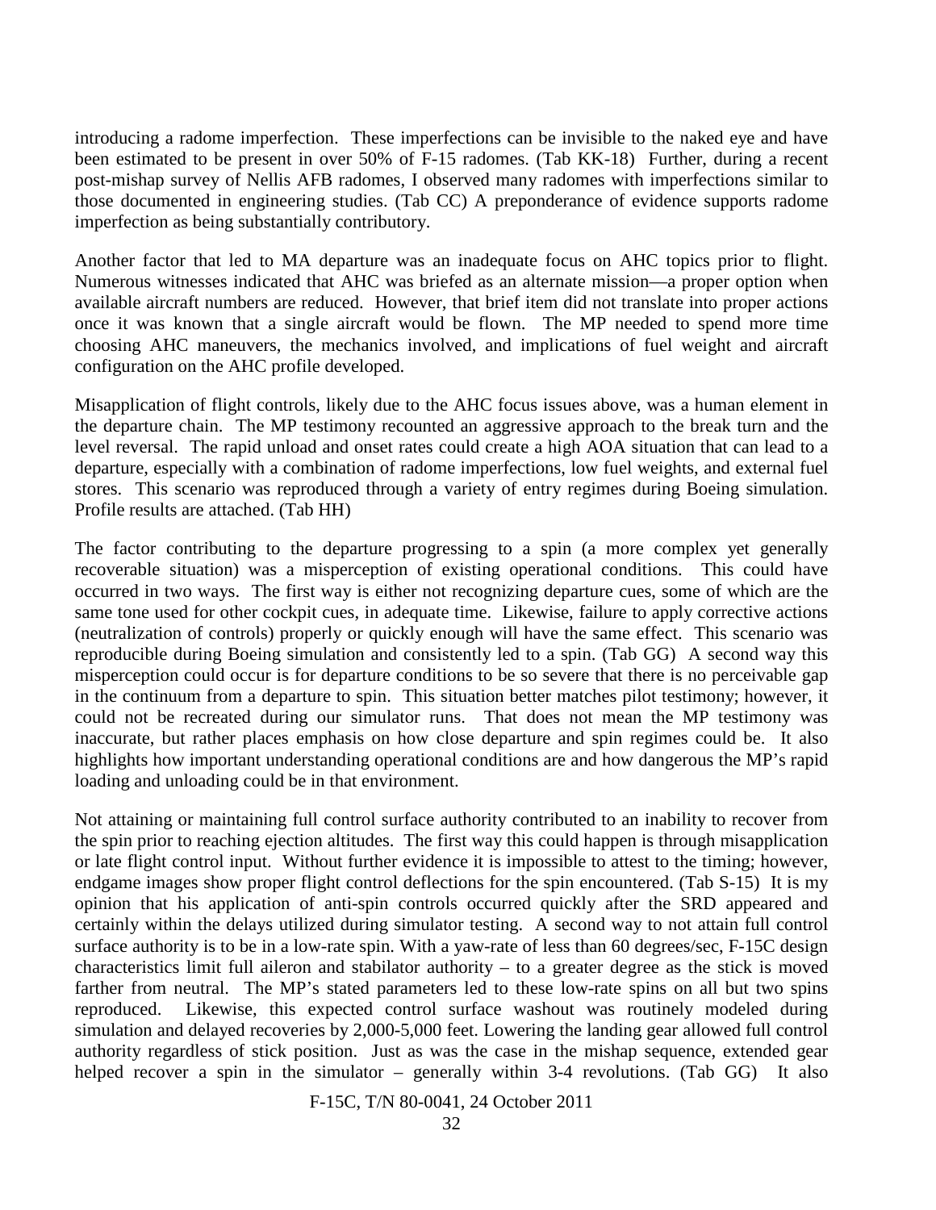introducing a radome imperfection. These imperfections can be invisible to the naked eye and have been estimated to be present in over 50% of F-15 radomes. (Tab KK-18) Further, during a recent post-mishap survey of Nellis AFB radomes, I observed many radomes with imperfections similar to those documented in engineering studies. (Tab CC) A preponderance of evidence supports radome imperfection as being substantially contributory.

Another factor that led to MA departure was an inadequate focus on AHC topics prior to flight. Numerous witnesses indicated that AHC was briefed as an alternate mission—a proper option when available aircraft numbers are reduced. However, that brief item did not translate into proper actions once it was known that a single aircraft would be flown. The MP needed to spend more time choosing AHC maneuvers, the mechanics involved, and implications of fuel weight and aircraft configuration on the AHC profile developed.

Misapplication of flight controls, likely due to the AHC focus issues above, was a human element in the departure chain. The MP testimony recounted an aggressive approach to the break turn and the level reversal. The rapid unload and onset rates could create a high AOA situation that can lead to a departure, especially with a combination of radome imperfections, low fuel weights, and external fuel stores. This scenario was reproduced through a variety of entry regimes during Boeing simulation. Profile results are attached. (Tab HH)

The factor contributing to the departure progressing to a spin (a more complex yet generally recoverable situation) was a misperception of existing operational conditions. This could have occurred in two ways. The first way is either not recognizing departure cues, some of which are the same tone used for other cockpit cues, in adequate time. Likewise, failure to apply corrective actions (neutralization of controls) properly or quickly enough will have the same effect. This scenario was reproducible during Boeing simulation and consistently led to a spin. (Tab GG) A second way this misperception could occur is for departure conditions to be so severe that there is no perceivable gap in the continuum from a departure to spin. This situation better matches pilot testimony; however, it could not be recreated during our simulator runs. That does not mean the MP testimony was inaccurate, but rather places emphasis on how close departure and spin regimes could be. It also highlights how important understanding operational conditions are and how dangerous the MP's rapid loading and unloading could be in that environment.

Not attaining or maintaining full control surface authority contributed to an inability to recover from the spin prior to reaching ejection altitudes. The first way this could happen is through misapplication or late flight control input. Without further evidence it is impossible to attest to the timing; however, endgame images show proper flight control deflections for the spin encountered. (Tab S-15) It is my opinion that his application of anti-spin controls occurred quickly after the SRD appeared and certainly within the delays utilized during simulator testing. A second way to not attain full control surface authority is to be in a low-rate spin. With a yaw-rate of less than 60 degrees/sec, F-15C design characteristics limit full aileron and stabilator authority – to a greater degree as the stick is moved farther from neutral. The MP's stated parameters led to these low-rate spins on all but two spins reproduced. Likewise, this expected control surface washout was routinely modeled during simulation and delayed recoveries by 2,000-5,000 feet. Lowering the landing gear allowed full control authority regardless of stick position. Just as was the case in the mishap sequence, extended gear helped recover a spin in the simulator – generally within 3-4 revolutions. (Tab GG) It also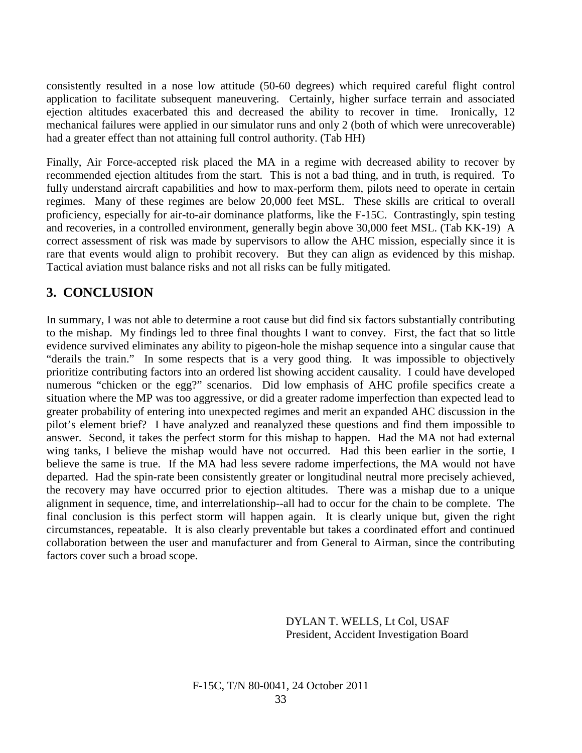consistently resulted in a nose low attitude (50-60 degrees) which required careful flight control application to facilitate subsequent maneuvering. Certainly, higher surface terrain and associated ejection altitudes exacerbated this and decreased the ability to recover in time. Ironically, 12 mechanical failures were applied in our simulator runs and only 2 (both of which were unrecoverable) had a greater effect than not attaining full control authority. (Tab HH)

Finally, Air Force-accepted risk placed the MA in a regime with decreased ability to recover by recommended ejection altitudes from the start. This is not a bad thing, and in truth, is required. To fully understand aircraft capabilities and how to max-perform them, pilots need to operate in certain regimes. Many of these regimes are below 20,000 feet MSL. These skills are critical to overall proficiency, especially for air-to-air dominance platforms, like the F-15C. Contrastingly, spin testing and recoveries, in a controlled environment, generally begin above 30,000 feet MSL. (Tab KK-19) A correct assessment of risk was made by supervisors to allow the AHC mission, especially since it is rare that events would align to prohibit recovery. But they can align as evidenced by this mishap. Tactical aviation must balance risks and not all risks can be fully mitigated.

## 3. CONCLUSION

In summary, I was not able to determine a root cause but did find six factors substantially contributing to the mishap. My findings led to three final thoughts I want to convey. First, the fact that so little evidence survived eliminates any ability to pigeon-hole the mishap sequence into a singular cause that "derails the train." In some respects that is a very good thing. It was impossible to objectively prioritize contributing factors into an ordered list showing accident causality. I could have developed numerous "chicken or the egg?" scenarios. Did low emphasis of AHC profile specifics create a situation where the MP was too aggressive, or did a greater radome imperfection than expected lead to greater probability of entering into unexpected regimes and merit an expanded AHC discussion in the pilot's element brief? I have analyzed and reanalyzed these questions and find them impossible to answer. Second, it takes the perfect storm for this mishap to happen. Had the MA not had external wing tanks, I believe the mishap would have not occurred. Had this been earlier in the sortie, I believe the same is true. If the MA had less severe radome imperfections, the MA would not have departed. Had the spin-rate been consistently greater or longitudinal neutral more precisely achieved, the recovery may have occurred prior to ejection altitudes. There was a mishap due to a unique alignment in sequence, time, and interrelationship--all had to occur for the chain to be complete. The final conclusion is this perfect storm will happen again. It is clearly unique but, given the right circumstances, repeatable. It is also clearly preventable but takes a coordinated effort and continued collaboration between the user and manufacturer and from General to Airman, since the contributing factors cover such a broad scope.

DYLAN T. WELLS, Lt Col, USAF
President, Accident Investigation Board